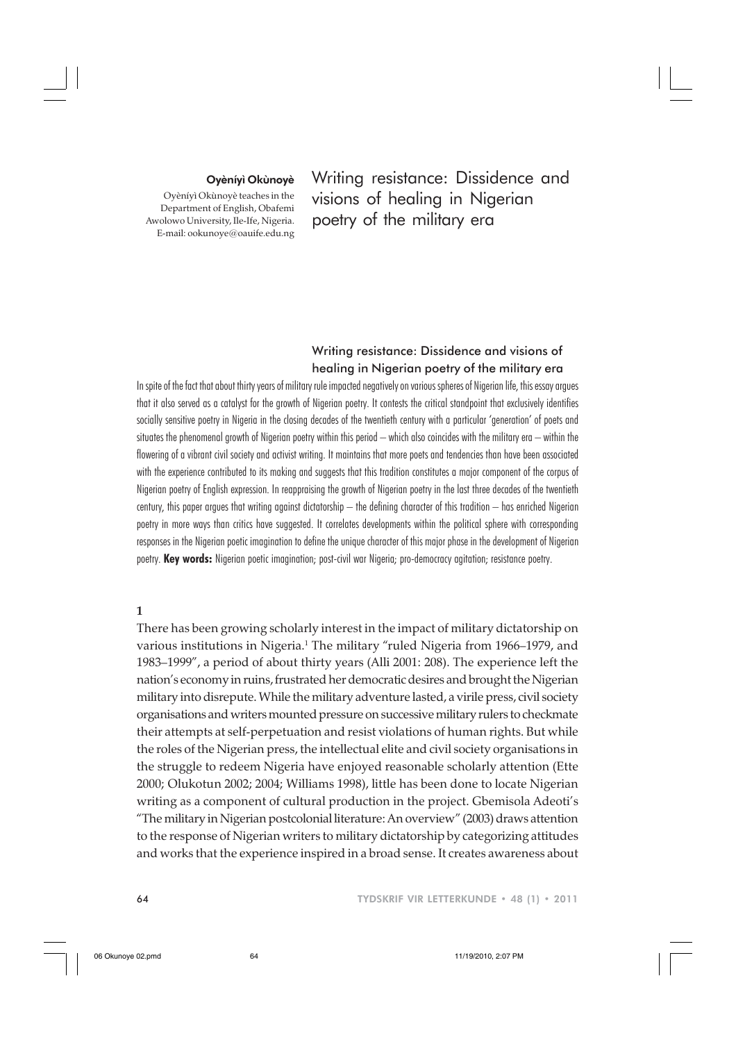**Oyèníyì Okùnoyè**

Oyèníyì Okùnoyè teaches in the Department of English, Obafemi Awolowo University, Ile-Ife, Nigeria.
E-mail: ookunoye@oauife.edu.ng

# Writing resistance: Dissidence and visions of healing in Nigerian poetry of the military era

## Writing resistance: Dissidence and visions of healing in Nigerian poetry of the military era

In spite of the fact that about thirty years of military rule impacted negatively on various spheres of Nigerian life, this essay argues that it also served as a catalyst for the growth of Nigerian poetry. It contests the critical standpoint that exclusively identifies socially sensitive poetry in Nigeria in the closing decades of the twentieth century with a particular 'generation' of poets and situates the phenomenal growth of Nigerian poetry within this period – which also coincides with the military era – within the flowering of a vibrant civil society and activist writing. It maintains that more poets and tendencies than have been associated with the experience contributed to its making and suggests that this tradition constitutes a major component of the corpus of Nigerian poetry of English expression. In reappraising the growth of Nigerian poetry in the last three decades of the twentieth century, this paper argues that writing against dictatorship – the defining character of this tradition – has enriched Nigerian poetry in more ways than critics have suggested. It correlates developments within the political sphere with corresponding responses in the Nigerian poetic imagination to define the unique character of this major phase in the development of Nigerian poetry. **Key words:** Nigerian poetic imagination; post-civil war Nigeria; pro-democracy agitation; resistance poetry.

**1**

There has been growing scholarly interest in the impact of military dictatorship on various institutions in Nigeria.[1] The military "ruled Nigeria from 1966–1979, and 1983–1999", a period of about thirty years (Alli 2001: 208). The experience left the nation's economy in ruins, frustrated her democratic desires and brought the Nigerian military into disrepute. While the military adventure lasted, a virile press, civil society organisations and writers mounted pressure on successive military rulers to checkmate their attempts at self-perpetuation and resist violations of human rights. But while the roles of the Nigerian press, the intellectual elite and civil society organisations in the struggle to redeem Nigeria have enjoyed reasonable scholarly attention (Ette 2000; Olukotun 2002; 2004; Williams 1998), little has been done to locate Nigerian writing as a component of cultural production in the project. Gbemisola Adeoti's "The military in Nigerian postcolonial literature: An overview" (2003) draws attention to the response of Nigerian writers to military dictatorship by categorizing attitudes and works that the experience inspired in a broad sense. It creates awareness about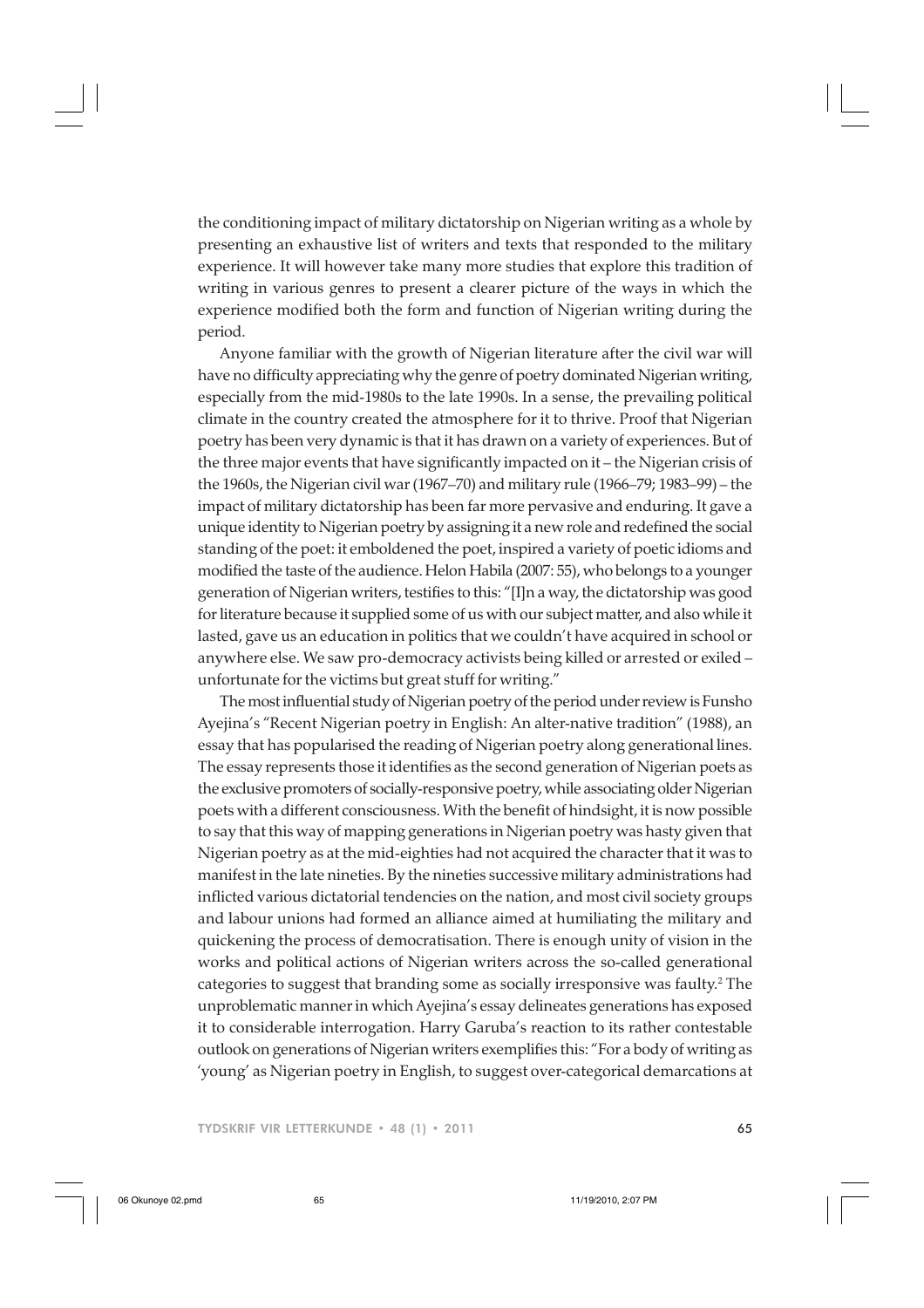the conditioning impact of military dictatorship on Nigerian writing as a whole by presenting an exhaustive list of writers and texts that responded to the military experience. It will however take many more studies that explore this tradition of writing in various genres to present a clearer picture of the ways in which the experience modified both the form and function of Nigerian writing during the period.

Anyone familiar with the growth of Nigerian literature after the civil war will have no difficulty appreciating why the genre of poetry dominated Nigerian writing, especially from the mid-1980s to the late 1990s. In a sense, the prevailing political climate in the country created the atmosphere for it to thrive. Proof that Nigerian poetry has been very dynamic is that it has drawn on a variety of experiences. But of the three major events that have significantly impacted on it – the Nigerian crisis of the 1960s, the Nigerian civil war (1967–70) and military rule (1966–79; 1983–99) – the impact of military dictatorship has been far more pervasive and enduring. It gave a unique identity to Nigerian poetry by assigning it a new role and redefined the social standing of the poet: it emboldened the poet, inspired a variety of poetic idioms and modified the taste of the audience. Helon Habila (2007: 55), who belongs to a younger generation of Nigerian writers, testifies to this: "[I]n a way, the dictatorship was good for literature because it supplied some of us with our subject matter, and also while it lasted, gave us an education in politics that we couldn't have acquired in school or anywhere else. We saw pro-democracy activists being killed or arrested or exiled – unfortunate for the victims but great stuff for writing."

The most influential study of Nigerian poetry of the period under review is Funsho Ayejina's "Recent Nigerian poetry in English: An alter-native tradition" (1988), an essay that has popularised the reading of Nigerian poetry along generational lines. The essay represents those it identifies as the second generation of Nigerian poets as the exclusive promoters of socially-responsive poetry, while associating older Nigerian poets with a different consciousness. With the benefit of hindsight, it is now possible to say that this way of mapping generations in Nigerian poetry was hasty given that Nigerian poetry as at the mid-eighties had not acquired the character that it was to manifest in the late nineties. By the nineties successive military administrations had inflicted various dictatorial tendencies on the nation, and most civil society groups and labour unions had formed an alliance aimed at humiliating the military and quickening the process of democratisation. There is enough unity of vision in the works and political actions of Nigerian writers across the so-called generational categories to suggest that branding some as socially irresponsive was faulty.[2] The unproblematic manner in which Ayejina's essay delineates generations has exposed it to considerable interrogation. Harry Garuba's reaction to its rather contestable outlook on generations of Nigerian writers exemplifies this: "For a body of writing as 'young' as Nigerian poetry in English, to suggest over-categorical demarcations at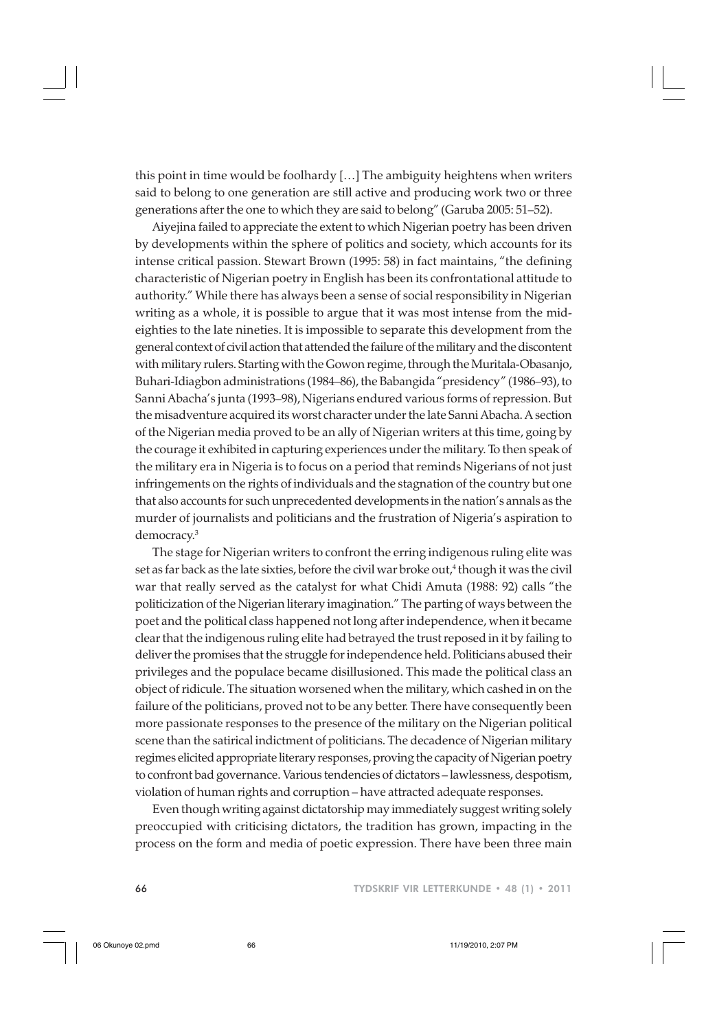this point in time would be foolhardy […] The ambiguity heightens when writers said to belong to one generation are still active and producing work two or three generations after the one to which they are said to belong" (Garuba 2005: 51–52).

Aiyejina failed to appreciate the extent to which Nigerian poetry has been driven by developments within the sphere of politics and society, which accounts for its intense critical passion. Stewart Brown (1995: 58) in fact maintains, "the defining characteristic of Nigerian poetry in English has been its confrontational attitude to authority." While there has always been a sense of social responsibility in Nigerian writing as a whole, it is possible to argue that it was most intense from the mid-eighties to the late nineties. It is impossible to separate this development from the general context of civil action that attended the failure of the military and the discontent with military rulers. Starting with the Gowon regime, through the Muritala-Obasanjo, Buhari-Idiagbon administrations (1984–86), the Babangida "presidency" (1986–93), to Sanni Abacha's junta (1993–98), Nigerians endured various forms of repression. But the misadventure acquired its worst character under the late Sanni Abacha. A section of the Nigerian media proved to be an ally of Nigerian writers at this time, going by the courage it exhibited in capturing experiences under the military. To then speak of the military era in Nigeria is to focus on a period that reminds Nigerians of not just infringements on the rights of individuals and the stagnation of the country but one that also accounts for such unprecedented developments in the nation's annals as the murder of journalists and politicians and the frustration of Nigeria's aspiration to democracy.[3]

The stage for Nigerian writers to confront the erring indigenous ruling elite was set as far back as the late sixties, before the civil war broke out,[4] though it was the civil war that really served as the catalyst for what Chidi Amuta (1988: 92) calls "the politicization of the Nigerian literary imagination." The parting of ways between the poet and the political class happened not long after independence, when it became clear that the indigenous ruling elite had betrayed the trust reposed in it by failing to deliver the promises that the struggle for independence held. Politicians abused their privileges and the populace became disillusioned. This made the political class an object of ridicule. The situation worsened when the military, which cashed in on the failure of the politicians, proved not to be any better. There have consequently been more passionate responses to the presence of the military on the Nigerian political scene than the satirical indictment of politicians. The decadence of Nigerian military regimes elicited appropriate literary responses, proving the capacity of Nigerian poetry to confront bad governance. Various tendencies of dictators – lawlessness, despotism, violation of human rights and corruption – have attracted adequate responses.

Even though writing against dictatorship may immediately suggest writing solely preoccupied with criticising dictators, the tradition has grown, impacting in the process on the form and media of poetic expression. There have been three main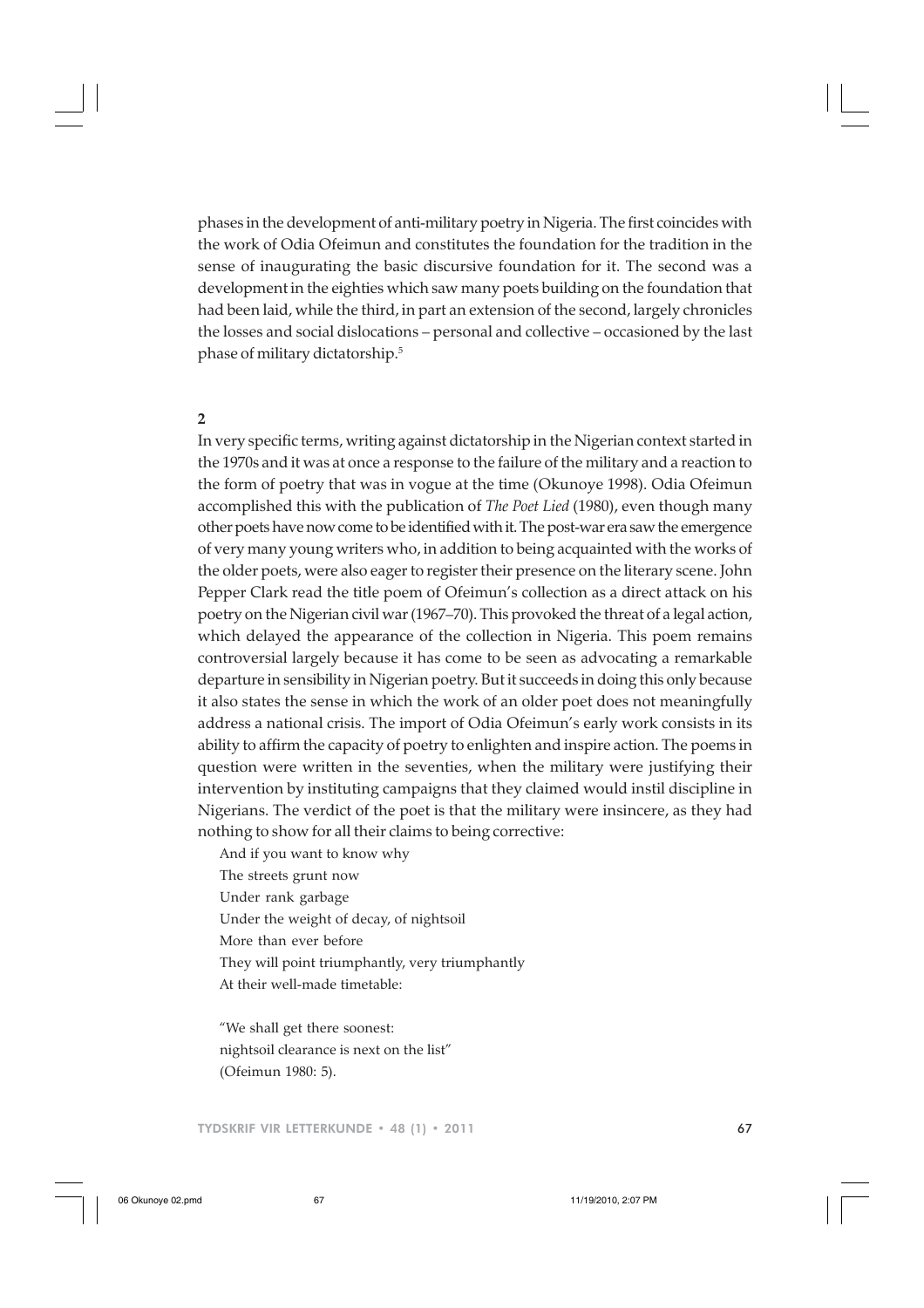phases in the development of anti-military poetry in Nigeria. The first coincides with the work of Odia Ofeimun and constitutes the foundation for the tradition in the sense of inaugurating the basic discursive foundation for it. The second was a development in the eighties which saw many poets building on the foundation that had been laid, while the third, in part an extension of the second, largely chronicles the losses and social dislocations – personal and collective – occasioned by the last phase of military dictatorship.[5]

## 2

In very specific terms, writing against dictatorship in the Nigerian context started in the 1970s and it was at once a response to the failure of the military and a reaction to the form of poetry that was in vogue at the time (Okunoye 1998). Odia Ofeimun accomplished this with the publication of *The Poet Lied* (1980), even though many other poets have now come to be identified with it. The post-war era saw the emergence of very many young writers who, in addition to being acquainted with the works of the older poets, were also eager to register their presence on the literary scene. John Pepper Clark read the title poem of Ofeimun's collection as a direct attack on his poetry on the Nigerian civil war (1967–70). This provoked the threat of a legal action, which delayed the appearance of the collection in Nigeria. This poem remains controversial largely because it has come to be seen as advocating a remarkable departure in sensibility in Nigerian poetry. But it succeeds in doing this only because it also states the sense in which the work of an older poet does not meaningfully address a national crisis. The import of Odia Ofeimun's early work consists in its ability to affirm the capacity of poetry to enlighten and inspire action. The poems in question were written in the seventies, when the military were justifying their intervention by instituting campaigns that they claimed would instil discipline in Nigerians. The verdict of the poet is that the military were insincere, as they had nothing to show for all their claims to being corrective:

> And if you want to know why
> The streets grunt now
> Under rank garbage
> Under the weight of decay, of nightsoil
> More than ever before
> They will point triumphantly, very triumphantly
> At their well-made timetable:
>
> "We shall get there soonest:
> nightsoil clearance is next on the list"
> (Ofeimun 1980: 5).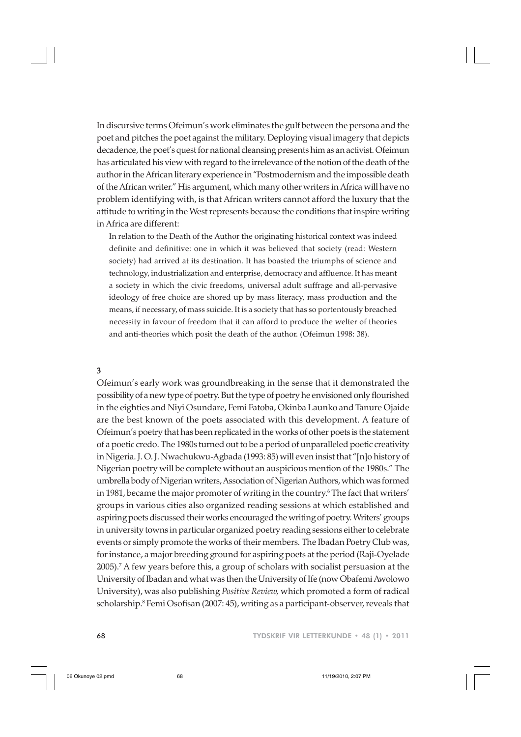In discursive terms Ofeimun's work eliminates the gulf between the persona and the poet and pitches the poet against the military. Deploying visual imagery that depicts decadence, the poet's quest for national cleansing presents him as an activist. Ofeimun has articulated his view with regard to the irrelevance of the notion of the death of the author in the African literary experience in "Postmodernism and the impossible death of the African writer." His argument, which many other writers in Africa will have no problem identifying with, is that African writers cannot afford the luxury that the attitude to writing in the West represents because the conditions that inspire writing in Africa are different:

> In relation to the Death of the Author the originating historical context was indeed definite and definitive: one in which it was believed that society (read: Western society) had arrived at its destination. It has boasted the triumphs of science and technology, industrialization and enterprise, democracy and affluence. It has meant a society in which the civic freedoms, universal adult suffrage and all-pervasive ideology of free choice are shored up by mass literacy, mass production and the means, if necessary, of mass suicide. It is a society that has so portentously breached necessity in favour of freedom that it can afford to produce the welter of theories and anti-theories which posit the death of the author. (Ofeimun 1998: 38).

## 3

Ofeimun's early work was groundbreaking in the sense that it demonstrated the possibility of a new type of poetry. But the type of poetry he envisioned only flourished in the eighties and Niyi Osundare, Femi Fatoba, Okinba Launko and Tanure Ojaide are the best known of the poets associated with this development. A feature of Ofeimun's poetry that has been replicated in the works of other poets is the statement of a poetic credo. The 1980s turned out to be a period of unparalleled poetic creativity in Nigeria. J. O. J. Nwachukwu-Agbada (1993: 85) will even insist that "[n]o history of Nigerian poetry will be complete without an auspicious mention of the 1980s." The umbrella body of Nigerian writers, Association of Nigerian Authors, which was formed in 1981, became the major promoter of writing in the country.[6] The fact that writers' groups in various cities also organized reading sessions at which established and aspiring poets discussed their works encouraged the writing of poetry. Writers' groups in university towns in particular organized poetry reading sessions either to celebrate events or simply promote the works of their members. The Ibadan Poetry Club was, for instance, a major breeding ground for aspiring poets at the period (Raji-Oyelade 2005).[7] A few years before this, a group of scholars with socialist persuasion at the University of Ibadan and what was then the University of Ife (now Obafemi Awolowo University), was also publishing *Positive Review,* which promoted a form of radical scholarship.[8] Femi Osofisan (2007: 45), writing as a participant-observer, reveals that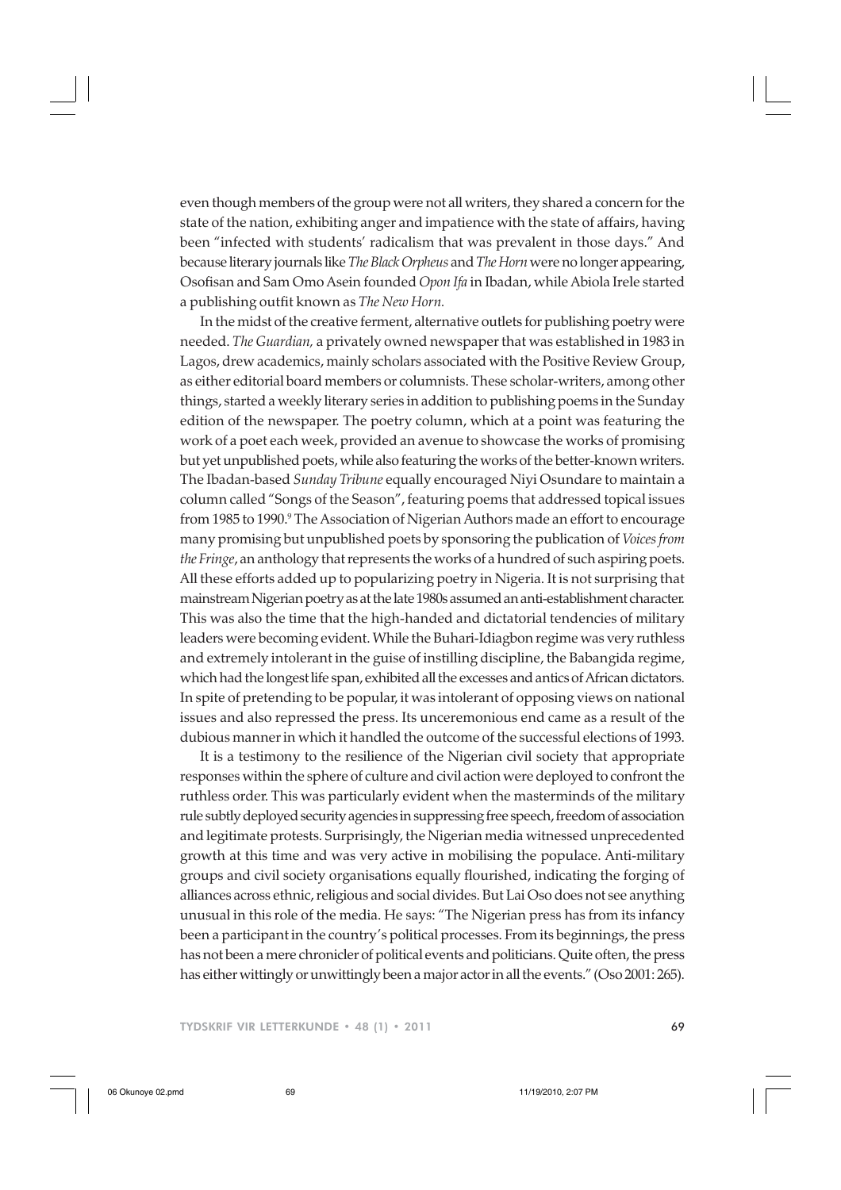even though members of the group were not all writers, they shared a concern for the state of the nation, exhibiting anger and impatience with the state of affairs, having been "infected with students' radicalism that was prevalent in those days." And because literary journals like *The Black Orpheus* and *The Horn* were no longer appearing, Osofisan and Sam Omo Asein founded *Opon Ifa* in Ibadan, while Abiola Irele started a publishing outfit known as *The New Horn.*

In the midst of the creative ferment, alternative outlets for publishing poetry were needed. *The Guardian,* a privately owned newspaper that was established in 1983 in Lagos, drew academics, mainly scholars associated with the Positive Review Group, as either editorial board members or columnists. These scholar-writers, among other things, started a weekly literary series in addition to publishing poems in the Sunday edition of the newspaper. The poetry column, which at a point was featuring the work of a poet each week, provided an avenue to showcase the works of promising but yet unpublished poets, while also featuring the works of the better-known writers. The Ibadan-based *Sunday Tribune* equally encouraged Niyi Osundare to maintain a column called "Songs of the Season", featuring poems that addressed topical issues from 1985 to 1990.[9] The Association of Nigerian Authors made an effort to encourage many promising but unpublished poets by sponsoring the publication of *Voices from the Fringe*, an anthology that represents the works of a hundred of such aspiring poets. All these efforts added up to popularizing poetry in Nigeria. It is not surprising that mainstream Nigerian poetry as at the late 1980s assumed an anti-establishment character. This was also the time that the high-handed and dictatorial tendencies of military leaders were becoming evident. While the Buhari-Idiagbon regime was very ruthless and extremely intolerant in the guise of instilling discipline, the Babangida regime, which had the longest life span, exhibited all the excesses and antics of African dictators. In spite of pretending to be popular, it was intolerant of opposing views on national issues and also repressed the press. Its unceremonious end came as a result of the dubious manner in which it handled the outcome of the successful elections of 1993.

It is a testimony to the resilience of the Nigerian civil society that appropriate responses within the sphere of culture and civil action were deployed to confront the ruthless order. This was particularly evident when the masterminds of the military rule subtly deployed security agencies in suppressing free speech, freedom of association and legitimate protests. Surprisingly, the Nigerian media witnessed unprecedented growth at this time and was very active in mobilising the populace. Anti-military groups and civil society organisations equally flourished, indicating the forging of alliances across ethnic, religious and social divides. But Lai Oso does not see anything unusual in this role of the media. He says: "The Nigerian press has from its infancy been a participant in the country's political processes. From its beginnings, the press has not been a mere chronicler of political events and politicians. Quite often, the press has either wittingly or unwittingly been a major actor in all the events." (Oso 2001: 265).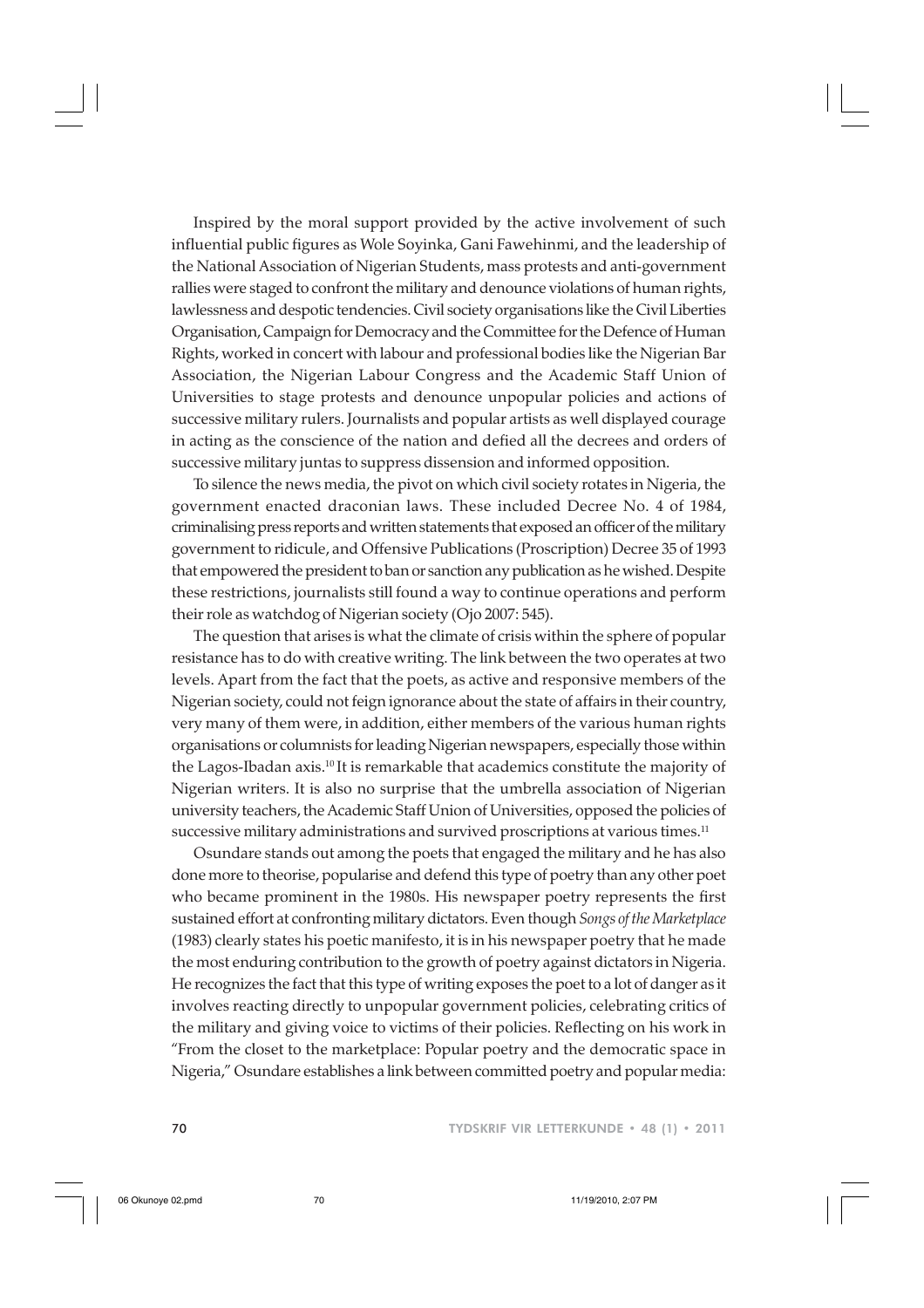Inspired by the moral support provided by the active involvement of such influential public figures as Wole Soyinka, Gani Fawehinmi, and the leadership of the National Association of Nigerian Students, mass protests and anti-government rallies were staged to confront the military and denounce violations of human rights, lawlessness and despotic tendencies. Civil society organisations like the Civil Liberties Organisation, Campaign for Democracy and the Committee for the Defence of Human Rights, worked in concert with labour and professional bodies like the Nigerian Bar Association, the Nigerian Labour Congress and the Academic Staff Union of Universities to stage protests and denounce unpopular policies and actions of successive military rulers. Journalists and popular artists as well displayed courage in acting as the conscience of the nation and defied all the decrees and orders of successive military juntas to suppress dissension and informed opposition.

To silence the news media, the pivot on which civil society rotates in Nigeria, the government enacted draconian laws. These included Decree No. 4 of 1984, criminalising press reports and written statements that exposed an officer of the military government to ridicule, and Offensive Publications (Proscription) Decree 35 of 1993 that empowered the president to ban or sanction any publication as he wished. Despite these restrictions, journalists still found a way to continue operations and perform their role as watchdog of Nigerian society (Ojo 2007: 545).

The question that arises is what the climate of crisis within the sphere of popular resistance has to do with creative writing. The link between the two operates at two levels. Apart from the fact that the poets, as active and responsive members of the Nigerian society, could not feign ignorance about the state of affairs in their country, very many of them were, in addition, either members of the various human rights organisations or columnists for leading Nigerian newspapers, especially those within the Lagos-Ibadan axis.[10] It is remarkable that academics constitute the majority of Nigerian writers. It is also no surprise that the umbrella association of Nigerian university teachers, the Academic Staff Union of Universities, opposed the policies of successive military administrations and survived proscriptions at various times.[11]

Osundare stands out among the poets that engaged the military and he has also done more to theorise, popularise and defend this type of poetry than any other poet who became prominent in the 1980s. His newspaper poetry represents the first sustained effort at confronting military dictators. Even though *Songs of the Marketplace* (1983) clearly states his poetic manifesto, it is in his newspaper poetry that he made the most enduring contribution to the growth of poetry against dictators in Nigeria. He recognizes the fact that this type of writing exposes the poet to a lot of danger as it involves reacting directly to unpopular government policies, celebrating critics of the military and giving voice to victims of their policies. Reflecting on his work in "From the closet to the marketplace: Popular poetry and the democratic space in Nigeria," Osundare establishes a link between committed poetry and popular media: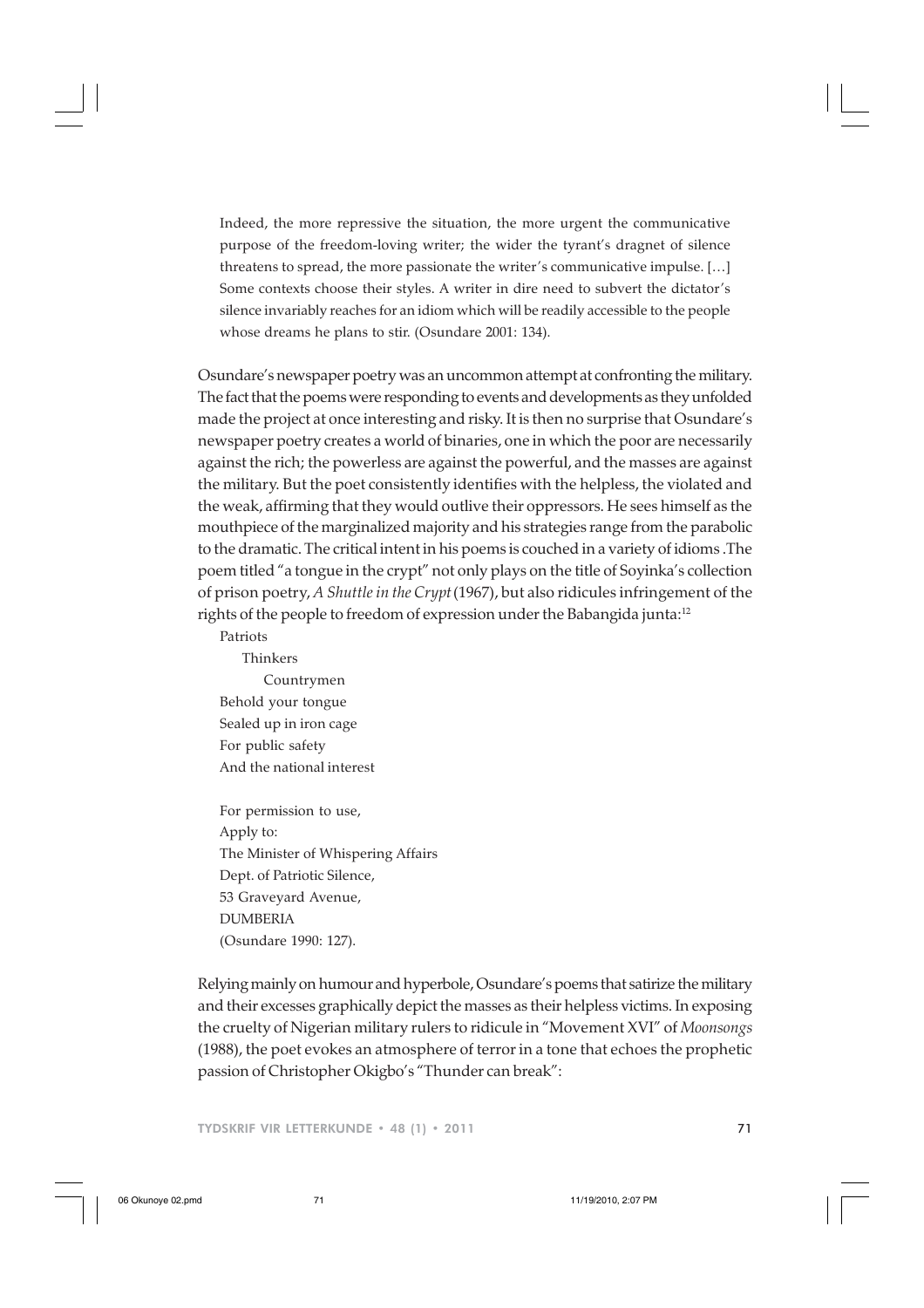> Indeed, the more repressive the situation, the more urgent the communicative purpose of the freedom-loving writer; the wider the tyrant's dragnet of silence threatens to spread, the more passionate the writer's communicative impulse. […] Some contexts choose their styles. A writer in dire need to subvert the dictator's silence invariably reaches for an idiom which will be readily accessible to the people whose dreams he plans to stir. (Osundare 2001: 134).

Osundare's newspaper poetry was an uncommon attempt at confronting the military. The fact that the poems were responding to events and developments as they unfolded made the project at once interesting and risky. It is then no surprise that Osundare's newspaper poetry creates a world of binaries, one in which the poor are necessarily against the rich; the powerless are against the powerful, and the masses are against the military. But the poet consistently identifies with the helpless, the violated and the weak, affirming that they would outlive their oppressors. He sees himself as the mouthpiece of the marginalized majority and his strategies range from the parabolic to the dramatic. The critical intent in his poems is couched in a variety of idioms .The poem titled "a tongue in the crypt" not only plays on the title of Soyinka's collection of prison poetry, *A Shuttle in the Crypt* (1967), but also ridicules infringement of the rights of the people to freedom of expression under the Babangida junta:[12]

> Patriots
>     Thinkers
>         Countrymen
> Behold your tongue
> Sealed up in iron cage
> For public safety
> And the national interest
>
> For permission to use,
> Apply to:
> The Minister of Whispering Affairs
> Dept. of Patriotic Silence,
> 53 Graveyard Avenue,
> DUMBERIA
> (Osundare 1990: 127).

Relying mainly on humour and hyperbole, Osundare's poems that satirize the military and their excesses graphically depict the masses as their helpless victims. In exposing the cruelty of Nigerian military rulers to ridicule in "Movement XVI" of *Moonsongs* (1988), the poet evokes an atmosphere of terror in a tone that echoes the prophetic passion of Christopher Okigbo's "Thunder can break":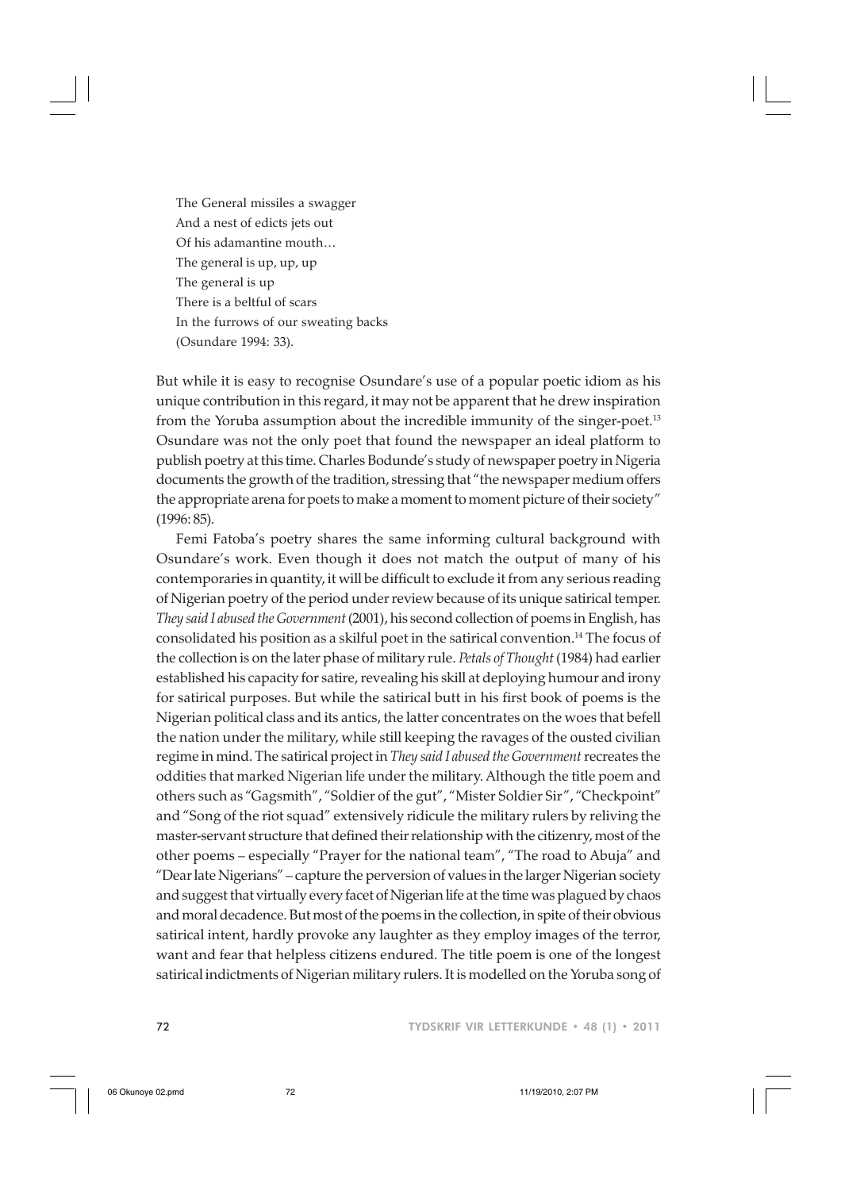> The General missiles a swagger
> And a nest of edicts jets out
> Of his adamantine mouth…
> The general is up, up, up
> The general is up
> There is a beltful of scars
> In the furrows of our sweating backs
> (Osundare 1994: 33).

But while it is easy to recognise Osundare's use of a popular poetic idiom as his unique contribution in this regard, it may not be apparent that he drew inspiration from the Yoruba assumption about the incredible immunity of the singer-poet.[13] Osundare was not the only poet that found the newspaper an ideal platform to publish poetry at this time. Charles Bodunde's study of newspaper poetry in Nigeria documents the growth of the tradition, stressing that "the newspaper medium offers the appropriate arena for poets to make a moment to moment picture of their society" (1996: 85).

Femi Fatoba's poetry shares the same informing cultural background with Osundare's work. Even though it does not match the output of many of his contemporaries in quantity, it will be difficult to exclude it from any serious reading of Nigerian poetry of the period under review because of its unique satirical temper. *They said I abused the Government* (2001), his second collection of poems in English, has consolidated his position as a skilful poet in the satirical convention.[14] The focus of the collection is on the later phase of military rule. *Petals of Thought* (1984) had earlier established his capacity for satire, revealing his skill at deploying humour and irony for satirical purposes. But while the satirical butt in his first book of poems is the Nigerian political class and its antics, the latter concentrates on the woes that befell the nation under the military, while still keeping the ravages of the ousted civilian regime in mind. The satirical project in *They said I abused the Government* recreates the oddities that marked Nigerian life under the military. Although the title poem and others such as "Gagsmith", "Soldier of the gut", "Mister Soldier Sir", "Checkpoint" and "Song of the riot squad" extensively ridicule the military rulers by reliving the master-servant structure that defined their relationship with the citizenry, most of the other poems – especially "Prayer for the national team", "The road to Abuja" and "Dear late Nigerians" – capture the perversion of values in the larger Nigerian society and suggest that virtually every facet of Nigerian life at the time was plagued by chaos and moral decadence. But most of the poems in the collection, in spite of their obvious satirical intent, hardly provoke any laughter as they employ images of the terror, want and fear that helpless citizens endured. The title poem is one of the longest satirical indictments of Nigerian military rulers. It is modelled on the Yoruba song of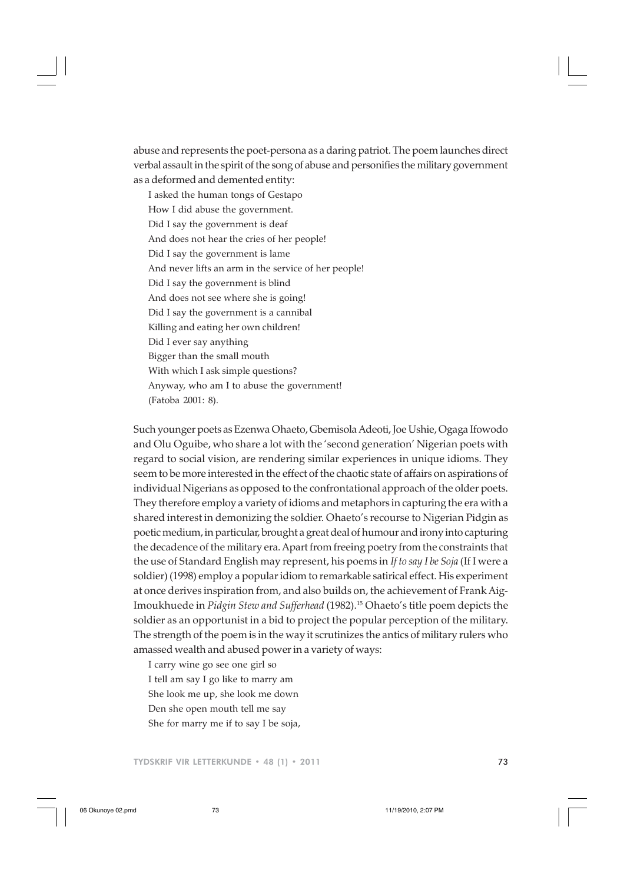abuse and represents the poet-persona as a daring patriot. The poem launches direct verbal assault in the spirit of the song of abuse and personifies the military government as a deformed and demented entity:

> I asked the human tongs of Gestapo  
> How I did abuse the government.  
> Did I say the government is deaf  
> And does not hear the cries of her people!  
> Did I say the government is lame  
> And never lifts an arm in the service of her people!  
> Did I say the government is blind  
> And does not see where she is going!  
> Did I say the government is a cannibal  
> Killing and eating her own children!  
> Did I ever say anything  
> Bigger than the small mouth  
> With which I ask simple questions?  
> Anyway, who am I to abuse the government!  
> (Fatoba 2001: 8).

Such younger poets as Ezenwa Ohaeto, Gbemisola Adeoti, Joe Ushie, Ogaga Ifowodo and Olu Oguibe, who share a lot with the 'second generation' Nigerian poets with regard to social vision, are rendering similar experiences in unique idioms. They seem to be more interested in the effect of the chaotic state of affairs on aspirations of individual Nigerians as opposed to the confrontational approach of the older poets. They therefore employ a variety of idioms and metaphors in capturing the era with a shared interest in demonizing the soldier. Ohaeto's recourse to Nigerian Pidgin as poetic medium, in particular, brought a great deal of humour and irony into capturing the decadence of the military era. Apart from freeing poetry from the constraints that the use of Standard English may represent, his poems in *If to say I be Soja* (If I were a soldier) (1998) employ a popular idiom to remarkable satirical effect. His experiment at once derives inspiration from, and also builds on, the achievement of Frank Aig-Imoukhuede in *Pidgin Stew and Sufferhead* (1982).[15] Ohaeto's title poem depicts the soldier as an opportunist in a bid to project the popular perception of the military. The strength of the poem is in the way it scrutinizes the antics of military rulers who amassed wealth and abused power in a variety of ways:

> I carry wine go see one girl so  
> I tell am say I go like to marry am  
> She look me up, she look me down  
> Den she open mouth tell me say  
> She for marry me if to say I be soja,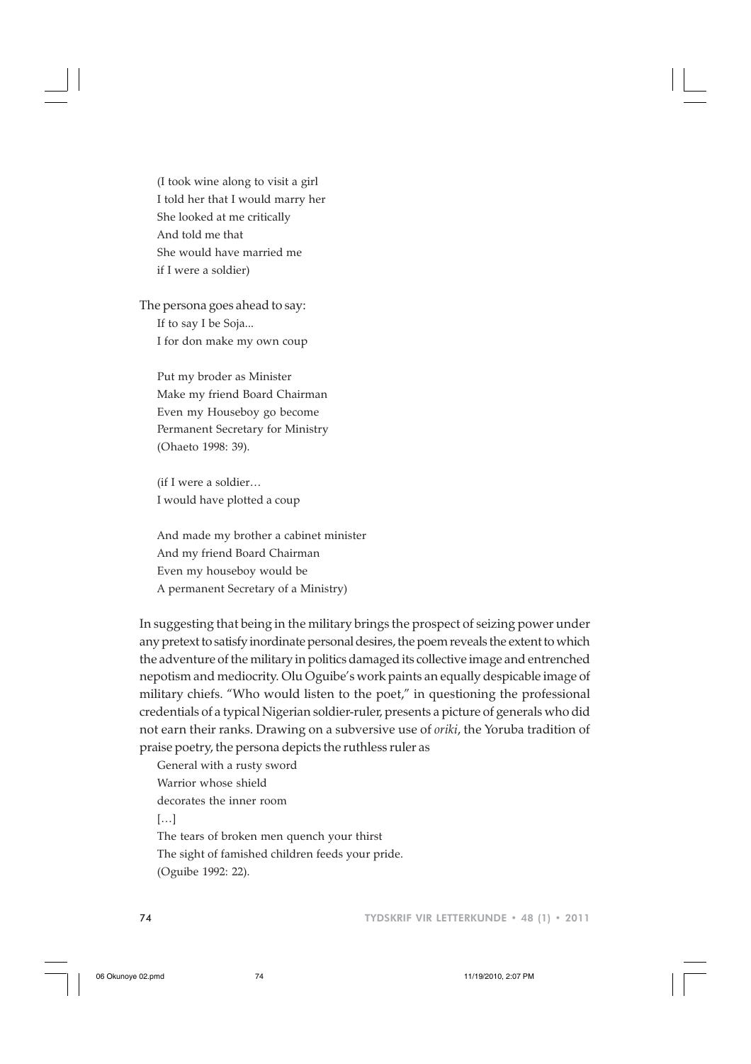(I took wine along to visit a girl  
I told her that I would marry her  
She looked at me critically  
And told me that  
She would have married me  
if I were a soldier)

The persona goes ahead to say:

If to say I be Soja...  
I for don make my own coup

Put my broder as Minister  
Make my friend Board Chairman  
Even my Houseboy go become  
Permanent Secretary for Ministry  
(Ohaeto 1998: 39).

(if I were a soldier…  
I would have plotted a coup

And made my brother a cabinet minister  
And my friend Board Chairman  
Even my houseboy would be  
A permanent Secretary of a Ministry)

In suggesting that being in the military brings the prospect of seizing power under any pretext to satisfy inordinate personal desires, the poem reveals the extent to which the adventure of the military in politics damaged its collective image and entrenched nepotism and mediocrity. Olu Oguibe's work paints an equally despicable image of military chiefs. "Who would listen to the poet," in questioning the professional credentials of a typical Nigerian soldier-ruler, presents a picture of generals who did not earn their ranks. Drawing on a subversive use of *oriki*, the Yoruba tradition of praise poetry, the persona depicts the ruthless ruler as

General with a rusty sword  
Warrior whose shield  
decorates the inner room  
[…]  
The tears of broken men quench your thirst  
The sight of famished children feeds your pride.  
(Oguibe 1992: 22).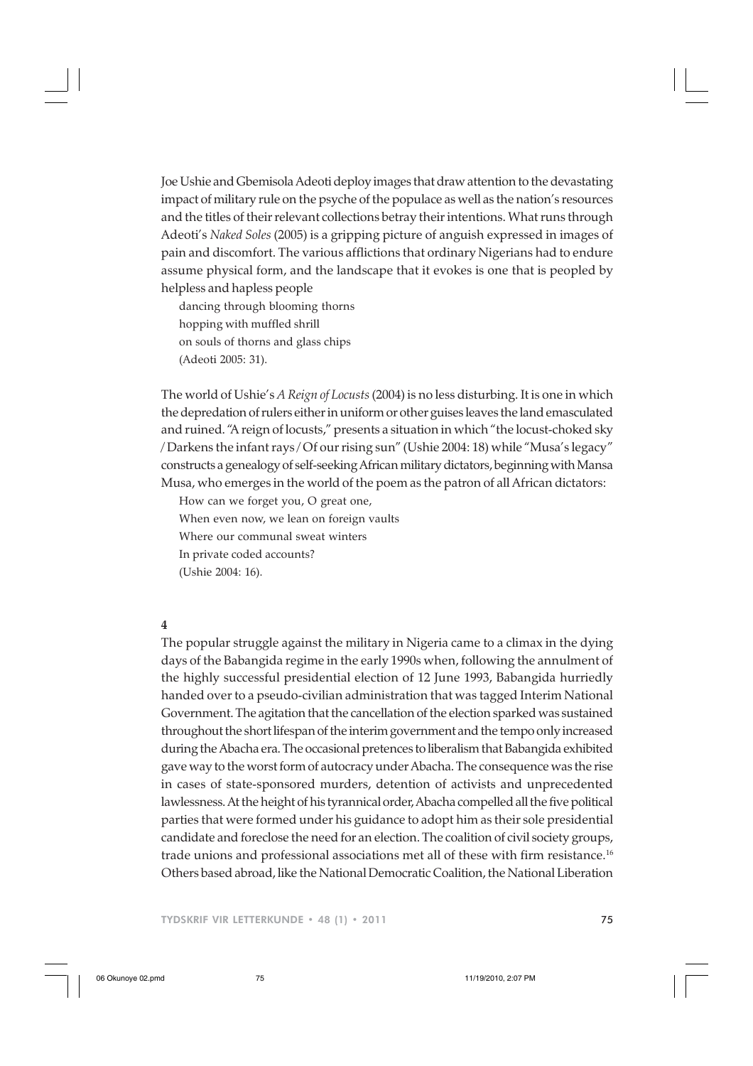Joe Ushie and Gbemisola Adeoti deploy images that draw attention to the devastating impact of military rule on the psyche of the populace as well as the nation's resources and the titles of their relevant collections betray their intentions. What runs through Adeoti's *Naked Soles* (2005) is a gripping picture of anguish expressed in images of pain and discomfort. The various afflictions that ordinary Nigerians had to endure assume physical form, and the landscape that it evokes is one that is peopled by helpless and hapless people

> dancing through blooming thorns
> hopping with muffled shrill
> on souls of thorns and glass chips
> (Adeoti 2005: 31).

The world of Ushie's *A Reign of Locusts* (2004) is no less disturbing. It is one in which the depredation of rulers either in uniform or other guises leaves the land emasculated and ruined. "A reign of locusts," presents a situation in which "the locust-choked sky / Darkens the infant rays / Of our rising sun" (Ushie 2004: 18) while "Musa's legacy" constructs a genealogy of self-seeking African military dictators, beginning with Mansa Musa, who emerges in the world of the poem as the patron of all African dictators:

> How can we forget you, O great one,
> When even now, we lean on foreign vaults
> Where our communal sweat winters
> In private coded accounts?
> (Ushie 2004: 16).

**4**

The popular struggle against the military in Nigeria came to a climax in the dying days of the Babangida regime in the early 1990s when, following the annulment of the highly successful presidential election of 12 June 1993, Babangida hurriedly handed over to a pseudo-civilian administration that was tagged Interim National Government. The agitation that the cancellation of the election sparked was sustained throughout the short lifespan of the interim government and the tempo only increased during the Abacha era. The occasional pretences to liberalism that Babangida exhibited gave way to the worst form of autocracy under Abacha. The consequence was the rise in cases of state-sponsored murders, detention of activists and unprecedented lawlessness. At the height of his tyrannical order, Abacha compelled all the five political parties that were formed under his guidance to adopt him as their sole presidential candidate and foreclose the need for an election. The coalition of civil society groups, trade unions and professional associations met all of these with firm resistance.[16] Others based abroad, like the National Democratic Coalition, the National Liberation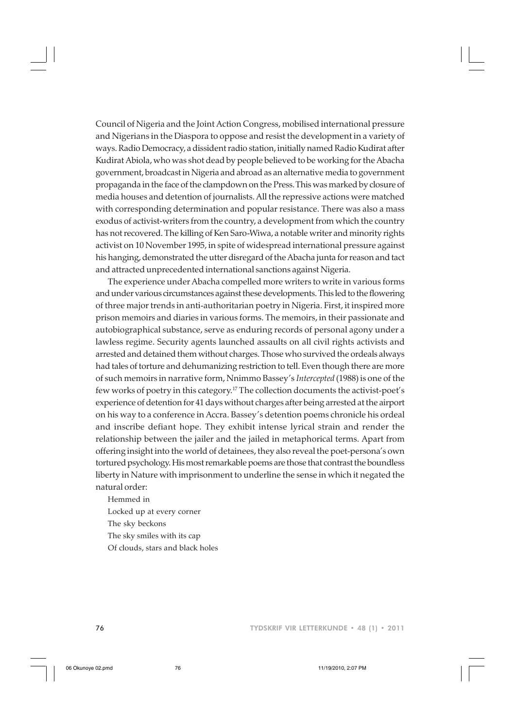Council of Nigeria and the Joint Action Congress, mobilised international pressure and Nigerians in the Diaspora to oppose and resist the development in a variety of ways. Radio Democracy, a dissident radio station, initially named Radio Kudirat after Kudirat Abiola, who was shot dead by people believed to be working for the Abacha government, broadcast in Nigeria and abroad as an alternative media to government propaganda in the face of the clampdown on the Press. This was marked by closure of media houses and detention of journalists. All the repressive actions were matched with corresponding determination and popular resistance. There was also a mass exodus of activist-writers from the country, a development from which the country has not recovered. The killing of Ken Saro-Wiwa, a notable writer and minority rights activist on 10 November 1995, in spite of widespread international pressure against his hanging, demonstrated the utter disregard of the Abacha junta for reason and tact and attracted unprecedented international sanctions against Nigeria.

The experience under Abacha compelled more writers to write in various forms and under various circumstances against these developments. This led to the flowering of three major trends in anti-authoritarian poetry in Nigeria. First, it inspired more prison memoirs and diaries in various forms. The memoirs, in their passionate and autobiographical substance, serve as enduring records of personal agony under a lawless regime. Security agents launched assaults on all civil rights activists and arrested and detained them without charges. Those who survived the ordeals always had tales of torture and dehumanizing restriction to tell. Even though there are more of such memoirs in narrative form, Nnimmo Bassey's *Intercepted* (1988) is one of the few works of poetry in this category.[17] The collection documents the activist-poet's experience of detention for 41 days without charges after being arrested at the airport on his way to a conference in Accra. Bassey's detention poems chronicle his ordeal and inscribe defiant hope. They exhibit intense lyrical strain and render the relationship between the jailer and the jailed in metaphorical terms. Apart from offering insight into the world of detainees, they also reveal the poet-persona's own tortured psychology. His most remarkable poems are those that contrast the boundless liberty in Nature with imprisonment to underline the sense in which it negated the natural order:

Hemmed in  
Locked up at every corner  
The sky beckons  
The sky smiles with its cap  
Of clouds, stars and black holes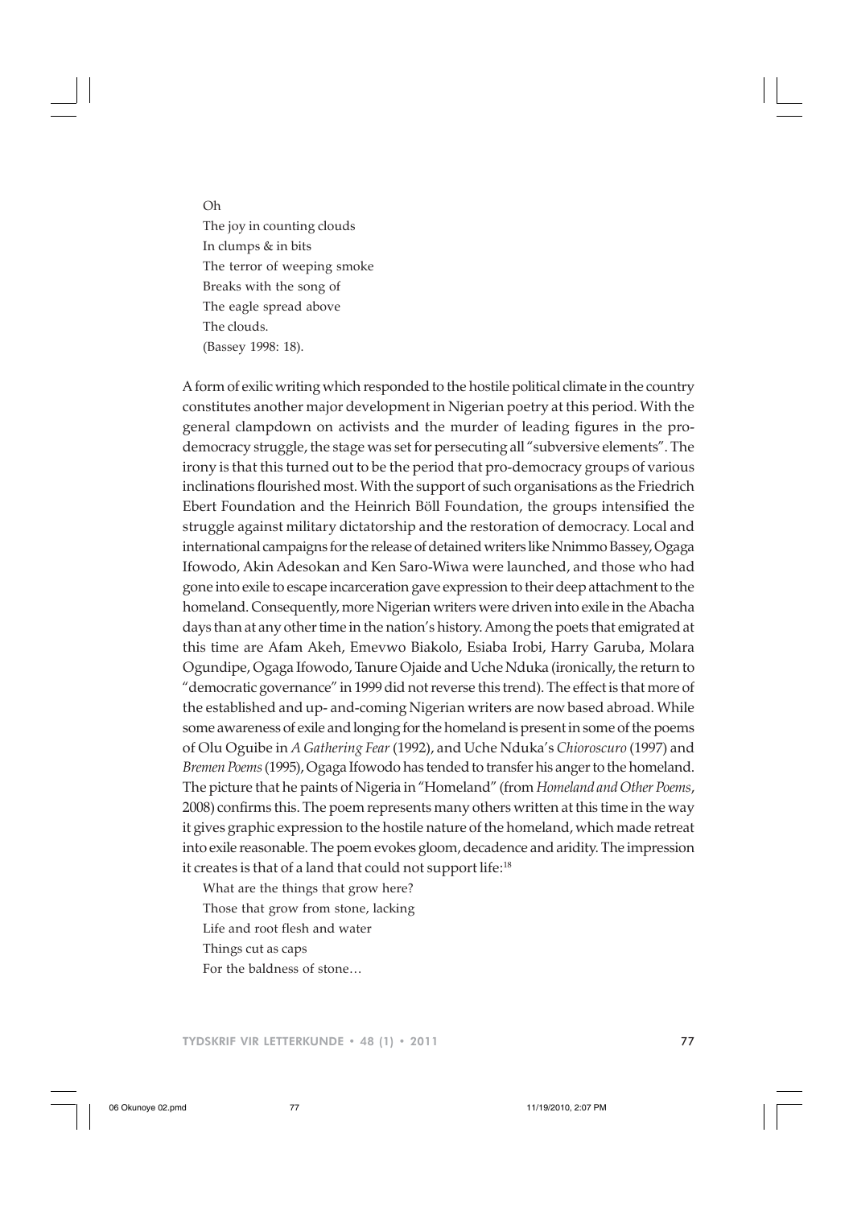Oh  
The joy in counting clouds  
In clumps & in bits  
The terror of weeping smoke  
Breaks with the song of  
The eagle spread above  
The clouds.  
(Bassey 1998: 18).

A form of exilic writing which responded to the hostile political climate in the country constitutes another major development in Nigerian poetry at this period. With the general clampdown on activists and the murder of leading figures in the pro-democracy struggle, the stage was set for persecuting all "subversive elements". The irony is that this turned out to be the period that pro-democracy groups of various inclinations flourished most. With the support of such organisations as the Friedrich Ebert Foundation and the Heinrich Böll Foundation, the groups intensified the struggle against military dictatorship and the restoration of democracy. Local and international campaigns for the release of detained writers like Nnimmo Bassey, Ogaga Ifowodo, Akin Adesokan and Ken Saro-Wiwa were launched, and those who had gone into exile to escape incarceration gave expression to their deep attachment to the homeland. Consequently, more Nigerian writers were driven into exile in the Abacha days than at any other time in the nation's history. Among the poets that emigrated at this time are Afam Akeh, Emevwo Biakolo, Esiaba Irobi, Harry Garuba, Molara Ogundipe, Ogaga Ifowodo, Tanure Ojaide and Uche Nduka (ironically, the return to "democratic governance" in 1999 did not reverse this trend). The effect is that more of the established and up- and-coming Nigerian writers are now based abroad. While some awareness of exile and longing for the homeland is present in some of the poems of Olu Oguibe in *A Gathering Fear* (1992), and Uche Nduka's *Chioroscuro* (1997) and *Bremen Poems* (1995), Ogaga Ifowodo has tended to transfer his anger to the homeland. The picture that he paints of Nigeria in "Homeland" (from *Homeland and Other Poems*, 2008) confirms this. The poem represents many others written at this time in the way it gives graphic expression to the hostile nature of the homeland, which made retreat into exile reasonable. The poem evokes gloom, decadence and aridity. The impression it creates is that of a land that could not support life:[18]

What are the things that grow here?  
Those that grow from stone, lacking  
Life and root flesh and water  
Things cut as caps  
For the baldness of stone…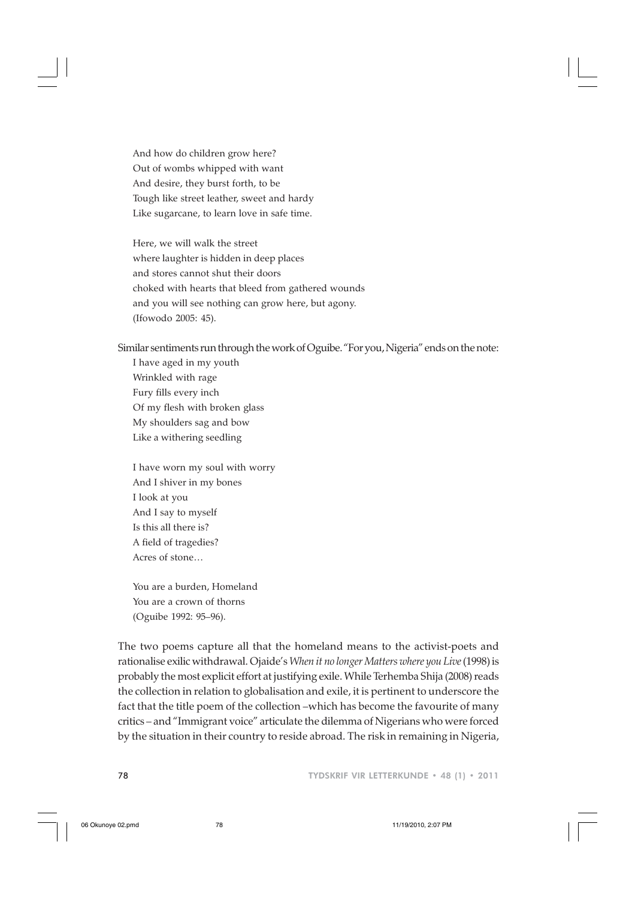> And how do children grow here?  
> Out of wombs whipped with want  
> And desire, they burst forth, to be  
> Tough like street leather, sweet and hardy  
> Like sugarcane, to learn love in safe time.
>
> Here, we will walk the street  
> where laughter is hidden in deep places  
> and stores cannot shut their doors  
> choked with hearts that bleed from gathered wounds  
> and you will see nothing can grow here, but agony.  
> (Ifowodo 2005: 45).

Similar sentiments run through the work of Oguibe. "For you, Nigeria" ends on the note:

> I have aged in my youth  
> Wrinkled with rage  
> Fury fills every inch  
> Of my flesh with broken glass  
> My shoulders sag and bow  
> Like a withering seedling
>
> I have worn my soul with worry  
> And I shiver in my bones  
> I look at you  
> And I say to myself  
> Is this all there is?  
> A field of tragedies?  
> Acres of stone…
>
> You are a burden, Homeland  
> You are a crown of thorns  
> (Oguibe 1992: 95–96).

The two poems capture all that the homeland means to the activist-poets and rationalise exilic withdrawal. Ojaide's *When it no longer Matters where you Live* (1998) is probably the most explicit effort at justifying exile. While Terhemba Shija (2008) reads the collection in relation to globalisation and exile, it is pertinent to underscore the fact that the title poem of the collection –which has become the favourite of many critics – and "Immigrant voice" articulate the dilemma of Nigerians who were forced by the situation in their country to reside abroad. The risk in remaining in Nigeria,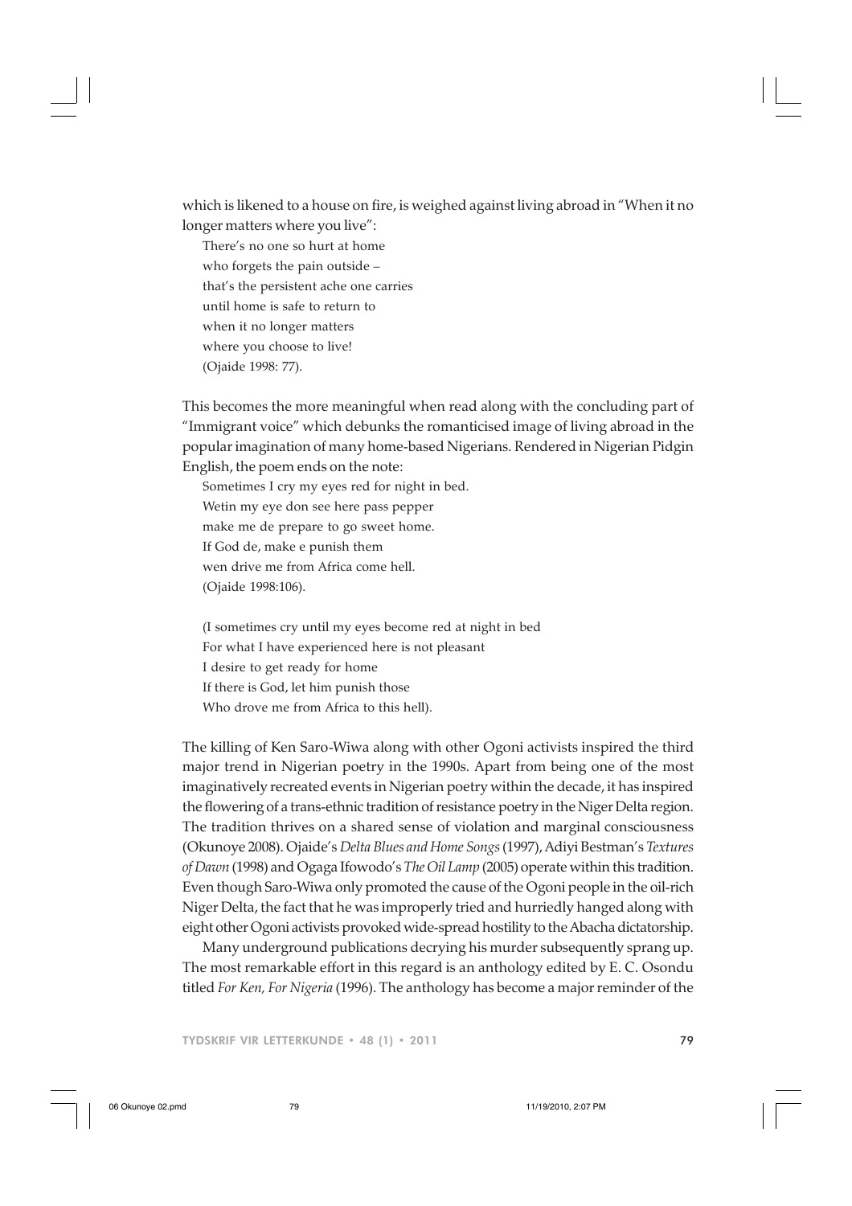which is likened to a house on fire, is weighed against living abroad in "When it no longer matters where you live":

> There's no one so hurt at home
> who forgets the pain outside –
> that's the persistent ache one carries
> until home is safe to return to
> when it no longer matters
> where you choose to live!
> (Ojaide 1998: 77).

This becomes the more meaningful when read along with the concluding part of "Immigrant voice" which debunks the romanticised image of living abroad in the popular imagination of many home-based Nigerians. Rendered in Nigerian Pidgin English, the poem ends on the note:

> Sometimes I cry my eyes red for night in bed.
> Wetin my eye don see here pass pepper
> make me de prepare to go sweet home.
> If God de, make e punish them
> wen drive me from Africa come hell.
> (Ojaide 1998:106).
>
> (I sometimes cry until my eyes become red at night in bed
> For what I have experienced here is not pleasant
> I desire to get ready for home
> If there is God, let him punish those
> Who drove me from Africa to this hell).

The killing of Ken Saro-Wiwa along with other Ogoni activists inspired the third major trend in Nigerian poetry in the 1990s. Apart from being one of the most imaginatively recreated events in Nigerian poetry within the decade, it has inspired the flowering of a trans-ethnic tradition of resistance poetry in the Niger Delta region. The tradition thrives on a shared sense of violation and marginal consciousness (Okunoye 2008). Ojaide's *Delta Blues and Home Songs* (1997), Adiyi Bestman's *Textures of Dawn* (1998) and Ogaga Ifowodo's *The Oil Lamp* (2005) operate within this tradition. Even though Saro-Wiwa only promoted the cause of the Ogoni people in the oil-rich Niger Delta, the fact that he was improperly tried and hurriedly hanged along with eight other Ogoni activists provoked wide-spread hostility to the Abacha dictatorship.

Many underground publications decrying his murder subsequently sprang up. The most remarkable effort in this regard is an anthology edited by E. C. Osondu titled *For Ken, For Nigeria* (1996). The anthology has become a major reminder of the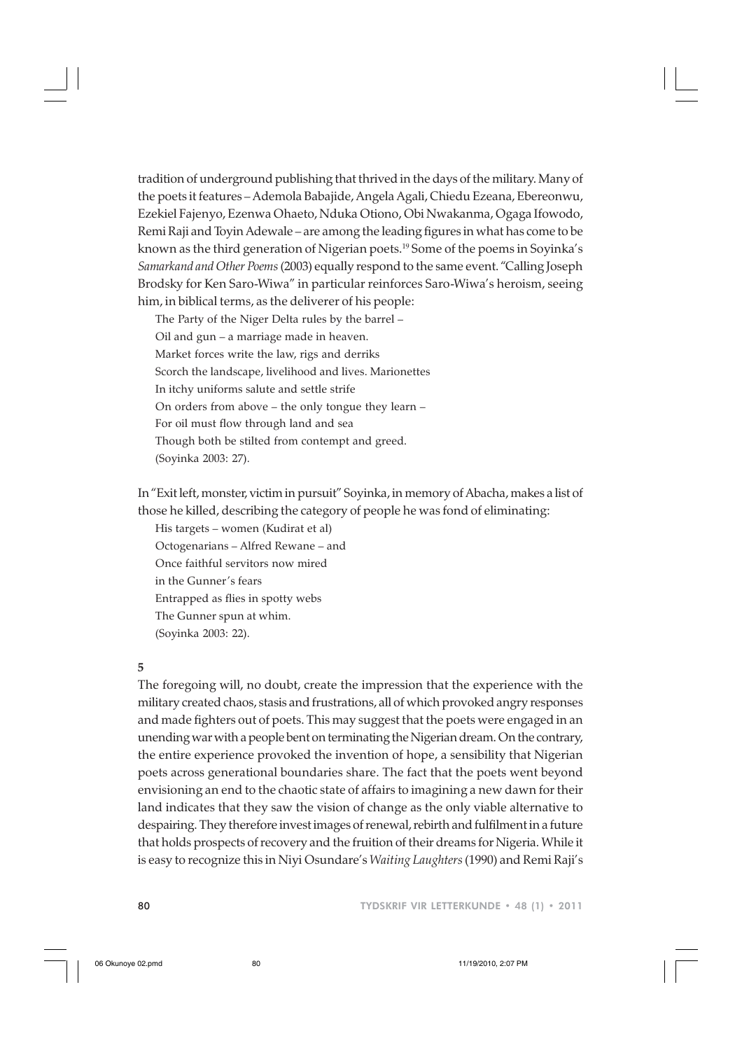tradition of underground publishing that thrived in the days of the military. Many of the poets it features – Ademola Babajide, Angela Agali, Chiedu Ezeana, Ebereonwu, Ezekiel Fajenyo, Ezenwa Ohaeto, Nduka Otiono, Obi Nwakanma, Ogaga Ifowodo, Remi Raji and Toyin Adewale – are among the leading figures in what has come to be known as the third generation of Nigerian poets.[19] Some of the poems in Soyinka's *Samarkand and Other Poems* (2003) equally respond to the same event. "Calling Joseph Brodsky for Ken Saro-Wiwa" in particular reinforces Saro-Wiwa's heroism, seeing him, in biblical terms, as the deliverer of his people:

> The Party of the Niger Delta rules by the barrel –
> Oil and gun – a marriage made in heaven.
> Market forces write the law, rigs and derriks
> Scorch the landscape, livelihood and lives. Marionettes
> In itchy uniforms salute and settle strife
> On orders from above – the only tongue they learn –
> For oil must flow through land and sea
> Though both be stilted from contempt and greed.
> (Soyinka 2003: 27).

In "Exit left, monster, victim in pursuit" Soyinka, in memory of Abacha, makes a list of those he killed, describing the category of people he was fond of eliminating:

> His targets – women (Kudirat et al)
> Octogenarians – Alfred Rewane – and
> Once faithful servitors now mired
> in the Gunner's fears
> Entrapped as flies in spotty webs
> The Gunner spun at whim.
> (Soyinka 2003: 22).

## 5

The foregoing will, no doubt, create the impression that the experience with the military created chaos, stasis and frustrations, all of which provoked angry responses and made fighters out of poets. This may suggest that the poets were engaged in an unending war with a people bent on terminating the Nigerian dream. On the contrary, the entire experience provoked the invention of hope, a sensibility that Nigerian poets across generational boundaries share. The fact that the poets went beyond envisioning an end to the chaotic state of affairs to imagining a new dawn for their land indicates that they saw the vision of change as the only viable alternative to despairing. They therefore invest images of renewal, rebirth and fulfilment in a future that holds prospects of recovery and the fruition of their dreams for Nigeria. While it is easy to recognize this in Niyi Osundare's *Waiting Laughters* (1990) and Remi Raji's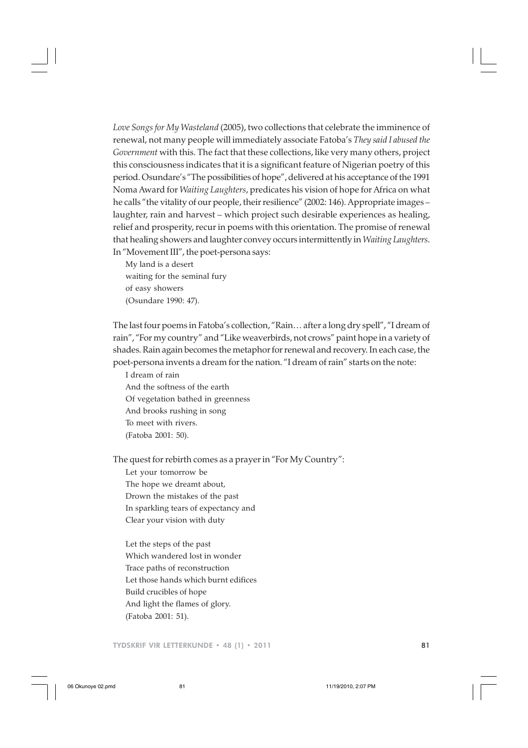*Love Songs for My Wasteland* (2005), two collections that celebrate the imminence of renewal, not many people will immediately associate Fatoba's *They said I abused the Government* with this. The fact that these collections, like very many others, project this consciousness indicates that it is a significant feature of Nigerian poetry of this period. Osundare's "The possibilities of hope", delivered at his acceptance of the 1991 Noma Award for *Waiting Laughters*, predicates his vision of hope for Africa on what he calls "the vitality of our people, their resilience" (2002: 146). Appropriate images – laughter, rain and harvest – which project such desirable experiences as healing, relief and prosperity, recur in poems with this orientation. The promise of renewal that healing showers and laughter convey occurs intermittently in *Waiting Laughters*. In "Movement III", the poet-persona says:

> My land is a desert
> waiting for the seminal fury
> of easy showers
> (Osundare 1990: 47).

The last four poems in Fatoba's collection, "Rain… after a long dry spell", "I dream of rain", "For my country" and "Like weaverbirds, not crows" paint hope in a variety of shades. Rain again becomes the metaphor for renewal and recovery. In each case, the poet-persona invents a dream for the nation. "I dream of rain" starts on the note:

> I dream of rain
> And the softness of the earth
> Of vegetation bathed in greenness
> And brooks rushing in song
> To meet with rivers.
> (Fatoba 2001: 50).

The quest for rebirth comes as a prayer in "For My Country":

> Let your tomorrow be
> The hope we dreamt about,
> Drown the mistakes of the past
> In sparkling tears of expectancy and
> Clear your vision with duty
>
> Let the steps of the past
> Which wandered lost in wonder
> Trace paths of reconstruction
> Let those hands which burnt edifices
> Build crucibles of hope
> And light the flames of glory.
> (Fatoba 2001: 51).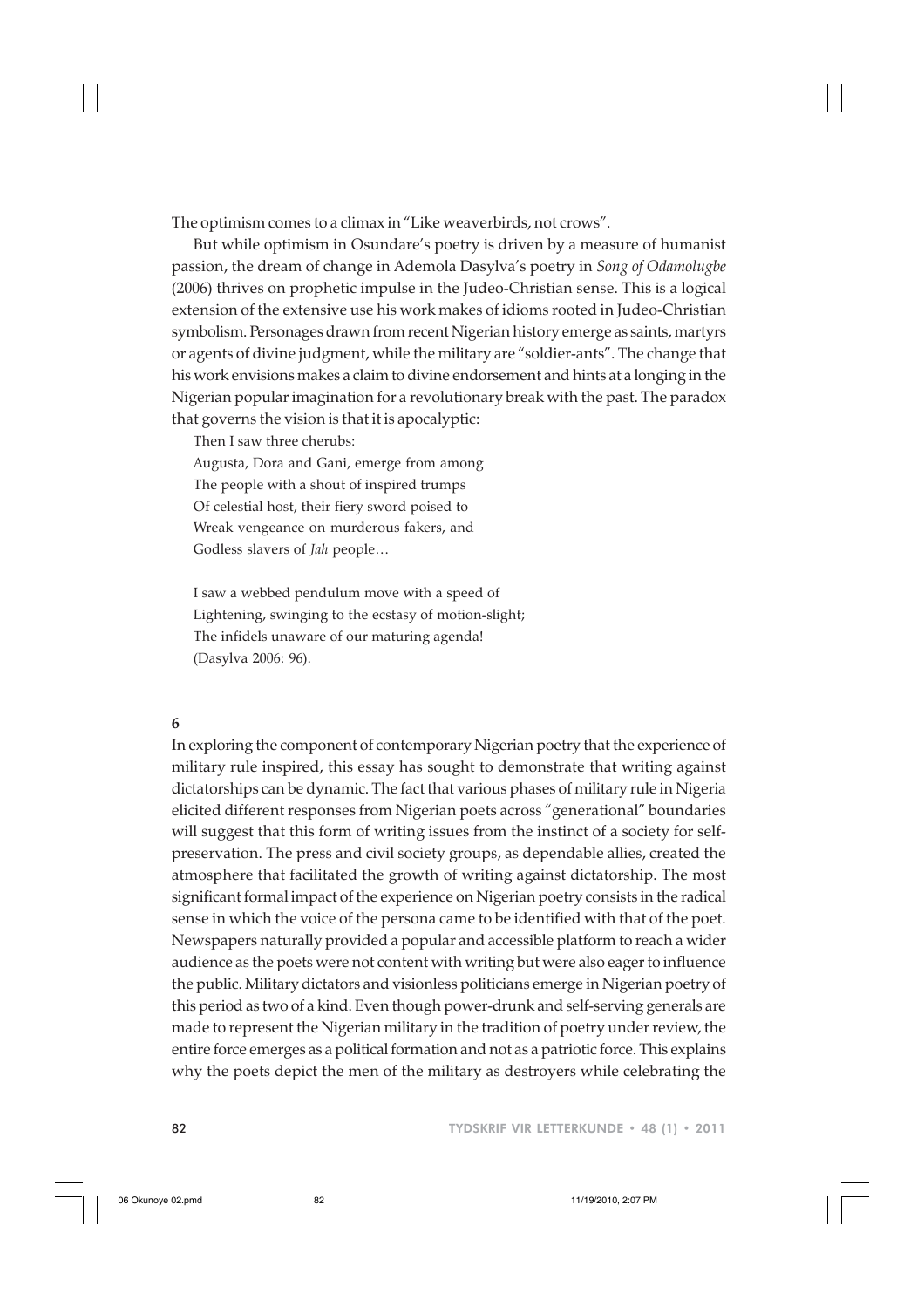The optimism comes to a climax in "Like weaverbirds, not crows".

But while optimism in Osundare's poetry is driven by a measure of humanist passion, the dream of change in Ademola Dasylva's poetry in *Song of Odamolugbe* (2006) thrives on prophetic impulse in the Judeo-Christian sense. This is a logical extension of the extensive use his work makes of idioms rooted in Judeo-Christian symbolism. Personages drawn from recent Nigerian history emerge as saints, martyrs or agents of divine judgment, while the military are "soldier-ants". The change that his work envisions makes a claim to divine endorsement and hints at a longing in the Nigerian popular imagination for a revolutionary break with the past. The paradox that governs the vision is that it is apocalyptic:

> Then I saw three cherubs:
> Augusta, Dora and Gani, emerge from among
> The people with a shout of inspired trumps
> Of celestial host, their fiery sword poised to
> Wreak vengeance on murderous fakers, and
> Godless slavers of *Jah* people…
>
> I saw a webbed pendulum move with a speed of
> Lightening, swinging to the ecstasy of motion-slight;
> The infidels unaware of our maturing agenda!
> (Dasylva 2006: 96).

**6**

In exploring the component of contemporary Nigerian poetry that the experience of military rule inspired, this essay has sought to demonstrate that writing against dictatorships can be dynamic. The fact that various phases of military rule in Nigeria elicited different responses from Nigerian poets across "generational" boundaries will suggest that this form of writing issues from the instinct of a society for self-preservation. The press and civil society groups, as dependable allies, created the atmosphere that facilitated the growth of writing against dictatorship. The most significant formal impact of the experience on Nigerian poetry consists in the radical sense in which the voice of the persona came to be identified with that of the poet. Newspapers naturally provided a popular and accessible platform to reach a wider audience as the poets were not content with writing but were also eager to influence the public. Military dictators and visionless politicians emerge in Nigerian poetry of this period as two of a kind. Even though power-drunk and self-serving generals are made to represent the Nigerian military in the tradition of poetry under review, the entire force emerges as a political formation and not as a patriotic force. This explains why the poets depict the men of the military as destroyers while celebrating the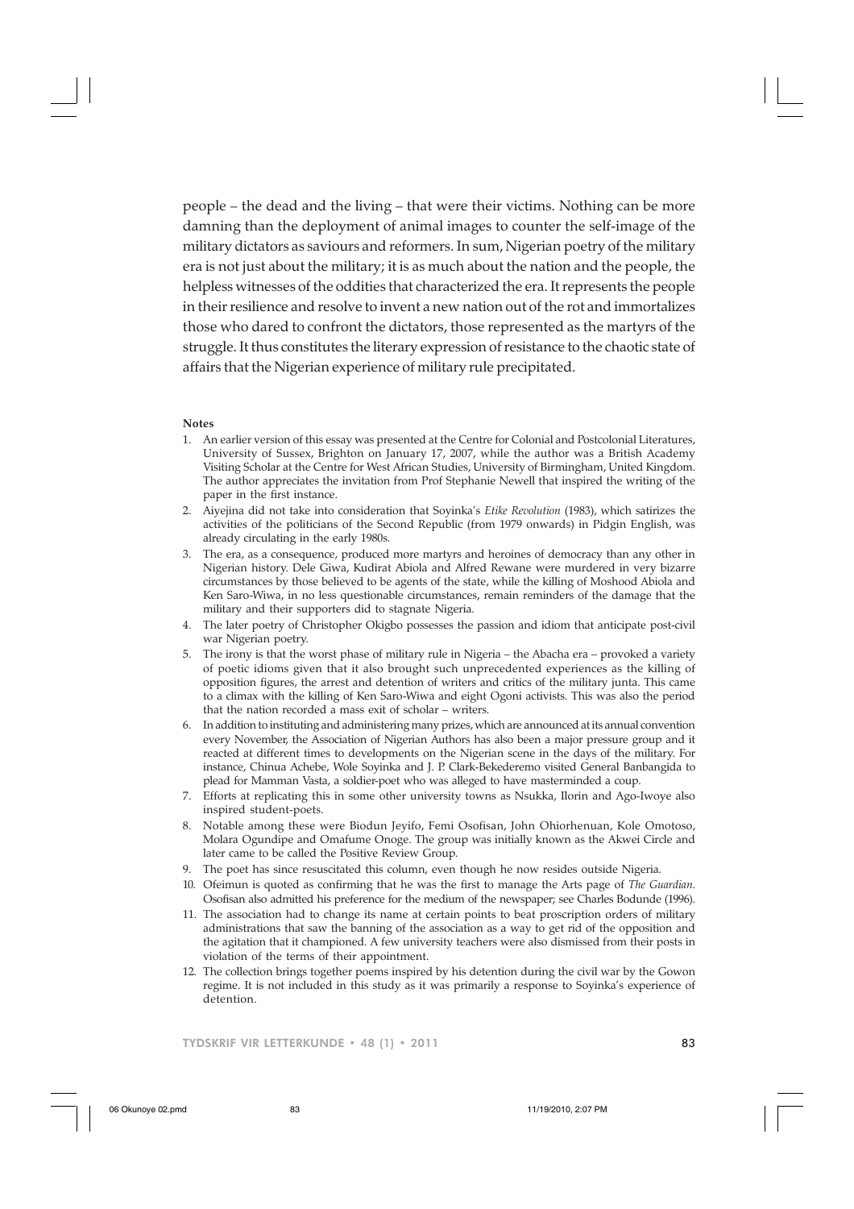people – the dead and the living – that were their victims. Nothing can be more damning than the deployment of animal images to counter the self-image of the military dictators as saviours and reformers. In sum, Nigerian poetry of the military era is not just about the military; it is as much about the nation and the people, the helpless witnesses of the oddities that characterized the era. It represents the people in their resilience and resolve to invent a new nation out of the rot and immortalizes those who dared to confront the dictators, those represented as the martyrs of the struggle. It thus constitutes the literary expression of resistance to the chaotic state of affairs that the Nigerian experience of military rule precipitated.

**Notes**

1. An earlier version of this essay was presented at the Centre for Colonial and Postcolonial Literatures, University of Sussex, Brighton on January 17, 2007, while the author was a British Academy Visiting Scholar at the Centre for West African Studies, University of Birmingham, United Kingdom. The author appreciates the invitation from Prof Stephanie Newell that inspired the writing of the paper in the first instance.
2. Aiyejina did not take into consideration that Soyinka's *Etike Revolution* (1983), which satirizes the activities of the politicians of the Second Republic (from 1979 onwards) in Pidgin English, was already circulating in the early 1980s.
3. The era, as a consequence, produced more martyrs and heroines of democracy than any other in Nigerian history. Dele Giwa, Kudirat Abiola and Alfred Rewane were murdered in very bizarre circumstances by those believed to be agents of the state, while the killing of Moshood Abiola and Ken Saro-Wiwa, in no less questionable circumstances, remain reminders of the damage that the military and their supporters did to stagnate Nigeria.
4. The later poetry of Christopher Okigbo possesses the passion and idiom that anticipate post-civil war Nigerian poetry.
5. The irony is that the worst phase of military rule in Nigeria – the Abacha era – provoked a variety of poetic idioms given that it also brought such unprecedented experiences as the killing of opposition figures, the arrest and detention of writers and critics of the military junta. This came to a climax with the killing of Ken Saro-Wiwa and eight Ogoni activists. This was also the period that the nation recorded a mass exit of scholar – writers.
6. In addition to instituting and administering many prizes, which are announced at its annual convention every November, the Association of Nigerian Authors has also been a major pressure group and it reacted at different times to developments on the Nigerian scene in the days of the military. For instance, Chinua Achebe, Wole Soyinka and J. P. Clark-Bekederemo visited General Banbangida to plead for Mamman Vasta, a soldier-poet who was alleged to have masterminded a coup.
7. Efforts at replicating this in some other university towns as Nsukka, Ilorin and Ago-Iwoye also inspired student-poets.
8. Notable among these were Biodun Jeyifo, Femi Osofisan, John Ohiorhenuan, Kole Omotoso, Molara Ogundipe and Omafume Onoge. The group was initially known as the Akwei Circle and later came to be called the Positive Review Group.
9. The poet has since resuscitated this column, even though he now resides outside Nigeria.
10. Ofeimun is quoted as confirming that he was the first to manage the Arts page of *The Guardian*. Osofisan also admitted his preference for the medium of the newspaper; see Charles Bodunde (1996).
11. The association had to change its name at certain points to beat proscription orders of military administrations that saw the banning of the association as a way to get rid of the opposition and the agitation that it championed. A few university teachers were also dismissed from their posts in violation of the terms of their appointment.
12. The collection brings together poems inspired by his detention during the civil war by the Gowon regime. It is not included in this study as it was primarily a response to Soyinka's experience of detention.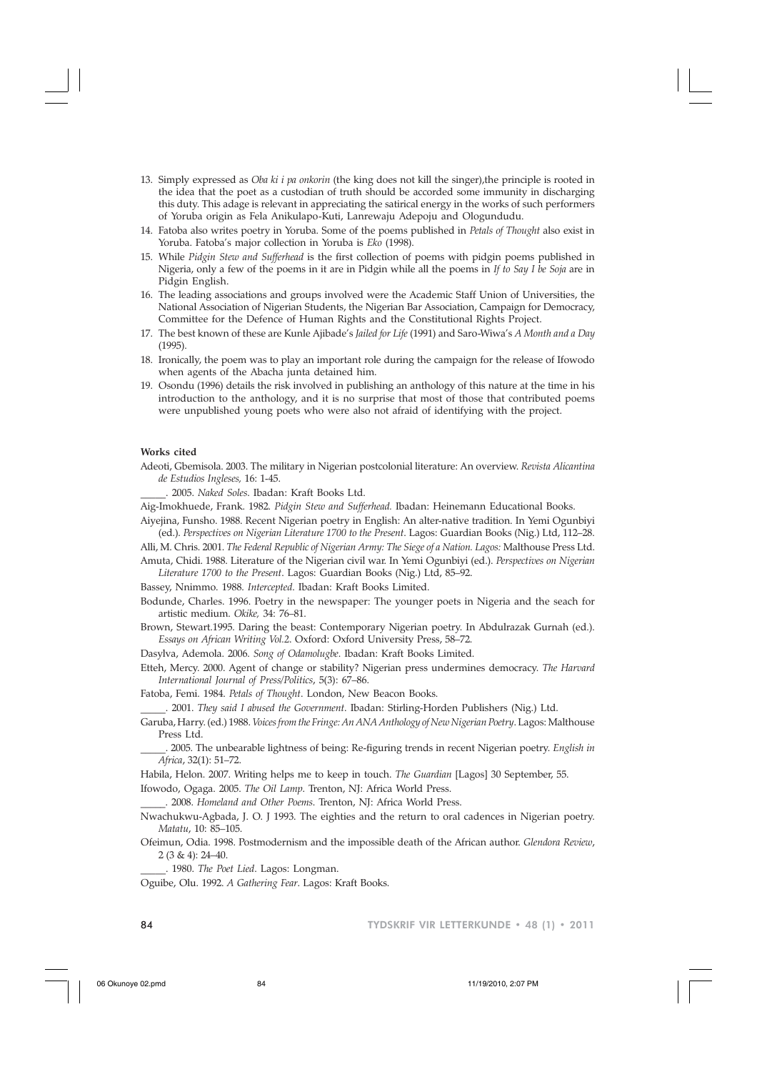13. Simply expressed as *Oba ki i pa onkorin* (the king does not kill the singer),the principle is rooted in the idea that the poet as a custodian of truth should be accorded some immunity in discharging this duty. This adage is relevant in appreciating the satirical energy in the works of such performers of Yoruba origin as Fela Anikulapo-Kuti, Lanrewaju Adepoju and Ologundudu.
14. Fatoba also writes poetry in Yoruba. Some of the poems published in *Petals of Thought* also exist in Yoruba. Fatoba's major collection in Yoruba is *Eko* (1998).
15. While *Pidgin Stew and Sufferhead* is the first collection of poems with pidgin poems published in Nigeria, only a few of the poems in it are in Pidgin while all the poems in *If to Say I be Soja* are in Pidgin English.
16. The leading associations and groups involved were the Academic Staff Union of Universities, the National Association of Nigerian Students, the Nigerian Bar Association, Campaign for Democracy, Committee for the Defence of Human Rights and the Constitutional Rights Project.
17. The best known of these are Kunle Ajibade's *Jailed for Life* (1991) and Saro-Wiwa's *A Month and a Day* (1995).
18. Ironically, the poem was to play an important role during the campaign for the release of Ifowodo when agents of the Abacha junta detained him.
19. Osondu (1996) details the risk involved in publishing an anthology of this nature at the time in his introduction to the anthology, and it is no surprise that most of those that contributed poems were unpublished young poets who were also not afraid of identifying with the project.

**Works cited**

Adeoti, Gbemisola. 2003. The military in Nigerian postcolonial literature: An overview. *Revista Alicantina de Estudios Ingleses,* 16: 1-45.

_____. 2005. *Naked Soles*. Ibadan: Kraft Books Ltd.

Aig-Imokhuede, Frank. 1982. *Pidgin Stew and Sufferhead.* Ibadan: Heinemann Educational Books.

Aiyejina, Funsho. 1988. Recent Nigerian poetry in English: An alter-native tradition. In Yemi Ogunbiyi (ed.). *Perspectives on Nigerian Literature 1700 to the Present*. Lagos: Guardian Books (Nig.) Ltd, 112–28.

Alli, M. Chris. 2001. *The Federal Republic of Nigerian Army: The Siege of a Nation. Lagos:* Malthouse Press Ltd.

Amuta, Chidi. 1988. Literature of the Nigerian civil war. In Yemi Ogunbiyi (ed.). *Perspectives on Nigerian Literature 1700 to the Present*. Lagos: Guardian Books (Nig.) Ltd, 85–92.

Bassey, Nnimmo. 1988. *Intercepted*. Ibadan: Kraft Books Limited.

Bodunde, Charles. 1996. Poetry in the newspaper: The younger poets in Nigeria and the seach for artistic medium. *Okike,* 34: 76–81.

Brown, Stewart.1995. Daring the beast: Contemporary Nigerian poetry. In Abdulrazak Gurnah (ed.). *Essays on African Writing Vol.2*. Oxford: Oxford University Press, 58–72.

Dasylva, Ademola. 2006. *Song of Odamolugbe*. Ibadan: Kraft Books Limited.

Etteh, Mercy. 2000. Agent of change or stability? Nigerian press undermines democracy. *The Harvard International Journal of Press/Politics*, 5(3): 67–86.

Fatoba, Femi. 1984. *Petals of Thought*. London, New Beacon Books.

_____. 2001. *They said I abused the Government*. Ibadan: Stirling-Horden Publishers (Nig.) Ltd.

Garuba, Harry. (ed.) 1988. *Voices from the Fringe: An ANA Anthology of New Nigerian Poetry*. Lagos: Malthouse Press Ltd.

_____. 2005. The unbearable lightness of being: Re-figuring trends in recent Nigerian poetry. *English in Africa*, 32(1): 51–72.

Habila, Helon. 2007. Writing helps me to keep in touch. *The Guardian* [Lagos] 30 September, 55.

Ifowodo, Ogaga. 2005. *The Oil Lamp.* Trenton, NJ: Africa World Press.

_____. 2008. *Homeland and Other Poems.* Trenton, NJ: Africa World Press.

Nwachukwu-Agbada, J. O. J 1993. The eighties and the return to oral cadences in Nigerian poetry. *Matatu*, 10: 85–105.

Ofeimun, Odia. 1998. Postmodernism and the impossible death of the African author. *Glendora Review*, 2 (3 & 4): 24–40.

_____. 1980. *The Poet Lied*. Lagos: Longman.

Oguibe, Olu. 1992. *A Gathering Fear*. Lagos: Kraft Books.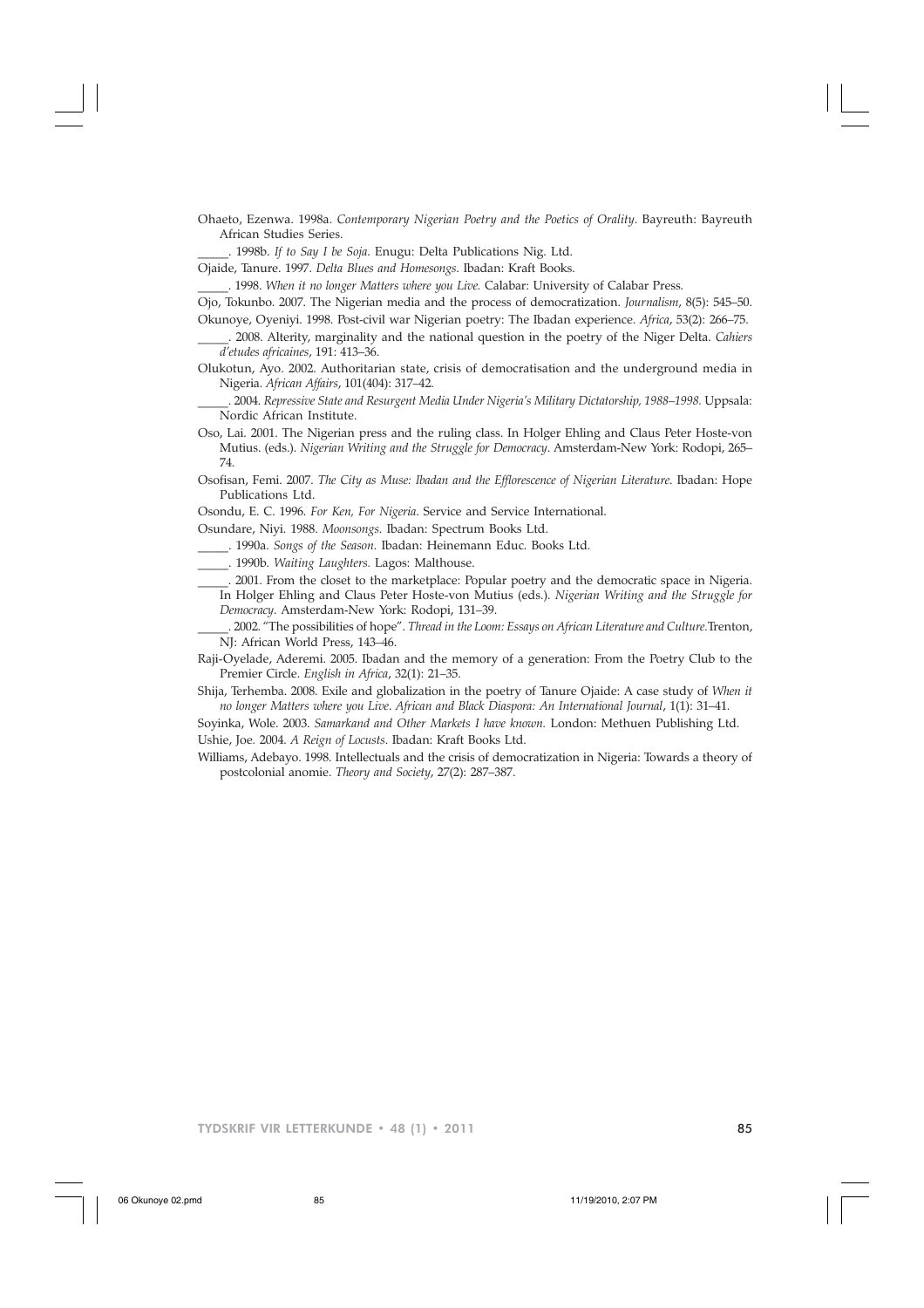Ohaeto, Ezenwa. 1998a. *Contemporary Nigerian Poetry and the Poetics of Orality*. Bayreuth: Bayreuth African Studies Series.

_____. 1998b. *If to Say I be Soja.* Enugu: Delta Publications Nig. Ltd.

Ojaide, Tanure. 1997. *Delta Blues and Homesongs.* Ibadan: Kraft Books.

_____. 1998. *When it no longer Matters where you Live.* Calabar: University of Calabar Press.

Ojo, Tokunbo. 2007. The Nigerian media and the process of democratization. *Journalism*, 8(5): 545–50.

Okunoye, Oyeniyi. 1998. Post-civil war Nigerian poetry: The Ibadan experience. *Africa*, 53(2): 266–75.

_____. 2008. Alterity, marginality and the national question in the poetry of the Niger Delta. *Cahiers d'etudes africaines*, 191: 413–36.

Olukotun, Ayo. 2002. Authoritarian state, crisis of democratisation and the underground media in Nigeria. *African Affairs*, 101(404): 317–42.

_____. 2004. *Repressive State and Resurgent Media Under Nigeria's Military Dictatorship, 1988–1998.* Uppsala: Nordic African Institute.

Oso, Lai. 2001. The Nigerian press and the ruling class. In Holger Ehling and Claus Peter Hoste-von Mutius. (eds.). *Nigerian Writing and the Struggle for Democracy*. Amsterdam-New York: Rodopi, 265–74.

Osofisan, Femi. 2007. *The City as Muse: Ibadan and the Efflorescence of Nigerian Literature*. Ibadan: Hope Publications Ltd.

Osondu, E. C. 1996. *For Ken, For Nigeria*. Service and Service International.

Osundare, Niyi. 1988. *Moonsongs.* Ibadan: Spectrum Books Ltd.

_____. 1990a. *Songs of the Season.* Ibadan: Heinemann Educ. Books Ltd.

_____. 1990b. *Waiting Laughters.* Lagos: Malthouse.

_____. 2001. From the closet to the marketplace: Popular poetry and the democratic space in Nigeria. In Holger Ehling and Claus Peter Hoste-von Mutius (eds.). *Nigerian Writing and the Struggle for Democracy*. Amsterdam-New York: Rodopi, 131–39.

_____. 2002. "The possibilities of hope". *Thread in the Loom: Essays on African Literature and Culture.*Trenton, NJ: African World Press, 143–46.

Raji-Oyelade, Aderemi. 2005. Ibadan and the memory of a generation: From the Poetry Club to the Premier Circle. *English in Africa*, 32(1): 21–35.

Shija, Terhemba. 2008. Exile and globalization in the poetry of Tanure Ojaide: A case study of *When it no longer Matters where you Live*. *African and Black Diaspora: An International Journal*, 1(1): 31–41.

Soyinka, Wole. 2003. *Samarkand and Other Markets I have known.* London: Methuen Publishing Ltd.

Ushie, Joe. 2004. *A Reign of Locusts*. Ibadan: Kraft Books Ltd.

Williams, Adebayo. 1998. Intellectuals and the crisis of democratization in Nigeria: Towards a theory of postcolonial anomie. *Theory and Society*, 27(2): 287–387.